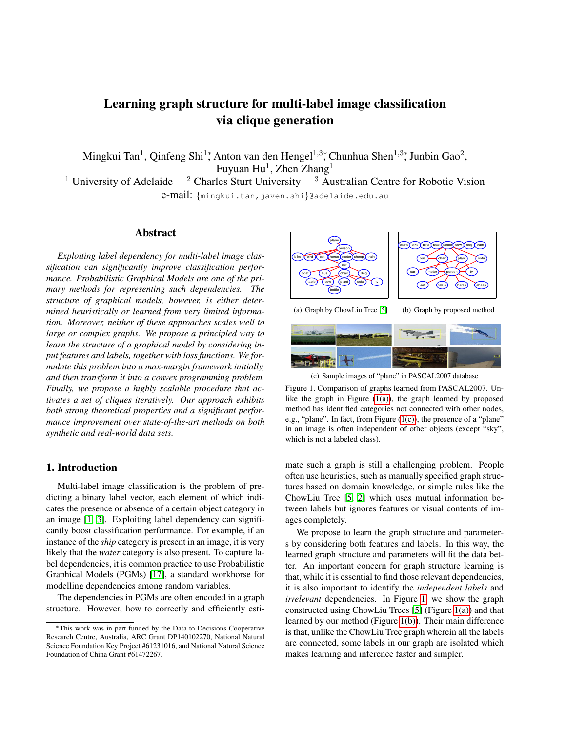# Learning graph structure for multi-label image classification via clique generation

Mingkui Tan[1], Qinfeng Shi[1]*, Anton van den Hengel[1,3]*, Chunhua Shen[1,3]*, Junbin Gao[2], Fuyuan Hu[1], Zhen Zhang[1]

[1] University of Adelaide [2] Charles Sturt University [3] Australian Centre for Robotic Vision

e-mail: {mingkui.tan, javen.shi}@adelaide.edu.au

## Abstract

*Exploiting label dependency for multi-label image classification can significantly improve classification performance. Probabilistic Graphical Models are one of the primary methods for representing such dependencies. The structure of graphical models, however, is either determined heuristically or learned from very limited information. Moreover, neither of these approaches scales well to large or complex graphs. We propose a principled way to learn the structure of a graphical model by considering input features and labels, together with loss functions. We formulate this problem into a max-margin framework initially, and then transform it into a convex programming problem. Finally, we propose a highly scalable procedure that activates a set of cliques iteratively. Our approach exhibits both strong theoretical properties and a significant performance improvement over state-of-the-art methods on both synthetic and real-world data sets.*

(a) Graph by ChowLiu Tree [5]

(b) Graph by proposed method

(c) Sample images of "plane" in PASCAL2007 database

Figure 1. Comparison of graphs learned from PASCAL2007. Unlike the graph in Figure (1(a)), the graph learned by proposed method has identified categories not connected with other nodes, e.g., "plane". In fact, from Figure (1(c)), the presence of a "plane" in an image is often independent of other objects (except "sky", which is not a labeled class).

## 1. Introduction

Multi-label image classification is the problem of predicting a binary label vector, each element of which indicates the presence or absence of a certain object category in an image [1, 3]. Exploiting label dependency can significantly boost classification performance. For example, if an instance of the *ship* category is present in an image, it is very likely that the *water* category is also present. To capture label dependencies, it is common practice to use Probabilistic Graphical Models (PGMs) [17], a standard workhorse for modelling dependencies among random variables.

The dependencies in PGMs are often encoded in a graph structure. However, how to correctly and efficiently estimate such a graph is still a challenging problem. People often use heuristics, such as manually specified graph structures based on domain knowledge, or simple rules like the ChowLiu Tree [5, 2] which uses mutual information between labels but ignores features or visual contents of images completely.

We propose to learn the graph structure and parameters by considering both features and labels. In this way, the learned graph structure and parameters will fit the data better. An important concern for graph structure learning is that, while it is essential to find those relevant dependencies, it is also important to identify the *independent labels* and *irrelevant* dependencies. In Figure 1, we show the graph constructed using ChowLiu Trees [5] (Figure 1(a)) and that learned by our method (Figure 1(b)). Their main difference is that, unlike the ChowLiu Tree graph wherein all the labels are connected, some labels in our graph are isolated which makes learning and inference faster and simpler.

*This work was in part funded by the Data to Decisions Cooperative Research Centre, Australia, ARC Grant DP140102270, National Natural Science Foundation Key Project #61231016, and National Natural Science Foundation of China Grant #61472267.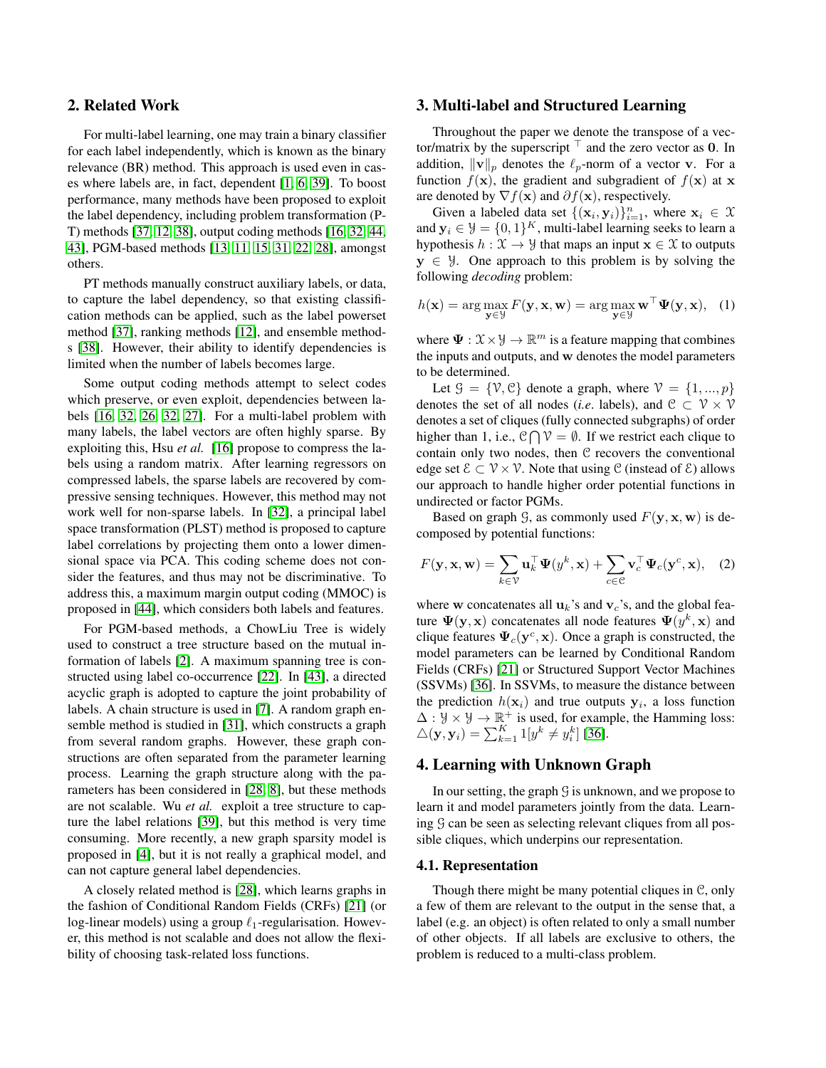## 2. Related Work

For multi-label learning, one may train a binary classifier for each label independently, which is known as the binary relevance (BR) method. This approach is used even in cases where labels are, in fact, dependent [1, 6, 39]. To boost performance, many methods have been proposed to exploit the label dependency, including problem transformation (PT) methods [37, 12, 38], output coding methods [16, 32, 44, 43], PGM-based methods [13, 11, 15, 31, 22, 28], amongst others.

PT methods manually construct auxiliary labels, or data, to capture the label dependency, so that existing classification methods can be applied, such as the label powerset method [37], ranking methods [12], and ensemble methods [38]. However, their ability to identify dependencies is limited when the number of labels becomes large.

Some output coding methods attempt to select codes which preserve, or even exploit, dependencies between labels [16, 32, 26, 32, 27]. For a multi-label problem with many labels, the label vectors are often highly sparse. By exploiting this, Hsu *et al.* [16] propose to compress the labels using a random matrix. After learning regressors on compressed labels, the sparse labels are recovered by compressive sensing techniques. However, this method may not work well for non-sparse labels. In [32], a principal label space transformation (PLST) method is proposed to capture label correlations by projecting them onto a lower dimensional space via PCA. This coding scheme does not consider the features, and thus may not be discriminative. To address this, a maximum margin output coding (MMOC) is proposed in [44], which considers both labels and features.

For PGM-based methods, a ChowLiu Tree is widely used to construct a tree structure based on the mutual information of labels [2]. A maximum spanning tree is constructed using label co-occurrence [22]. In [43], a directed acyclic graph is adopted to capture the joint probability of labels. A chain structure is used in [7]. A random graph ensemble method is studied in [31], which constructs a graph from several random graphs. However, these graph constructions are often separated from the parameter learning process. Learning the graph structure along with the parameters has been considered in [28, 8], but these methods are not scalable. Wu *et al.* exploit a tree structure to capture the label relations [39], but this method is very time consuming. More recently, a new graph sparsity model is proposed in [4], but it is not really a graphical model, and can not capture general label dependencies.

A closely related method is [28], which learns graphs in the fashion of Conditional Random Fields (CRFs) [21] (or log-linear models) using a group $\ell_1$-regularisation. However, this method is not scalable and does not allow the flexibility of choosing task-related loss functions.

## 3. Multi-label and Structured Learning

Throughout the paper we denote the transpose of a vector/matrix by the superscript $^\top$ and the zero vector as $\mathbf{0}$. In addition, $\|\mathbf{v}\|_p$ denotes the $\ell_p$-norm of a vector $\mathbf{v}$. For a function $f(\mathbf{x})$, the gradient and subgradient of $f(\mathbf{x})$ at $\mathbf{x}$ are denoted by $\nabla f(\mathbf{x})$ and $\partial f(\mathbf{x})$, respectively.

Given a labeled data set $\{(\mathbf{x}_i, \mathbf{y}_i)\}_{i=1}^n$, where $\mathbf{x}_i \in \mathcal{X}$ and $\mathbf{y}_i \in \mathcal{Y} = \{0, 1\}^K$, multi-label learning seeks to learn a hypothesis $h : \mathcal{X} \to \mathcal{Y}$ that maps an input $\mathbf{x} \in \mathcal{X}$ to outputs $\mathbf{y} \in \mathcal{Y}$. One approach to this problem is by solving the following *decoding* problem:

$$h(\mathbf{x}) = \arg\max_{\mathbf{y}\in\mathcal{Y}} F(\mathbf{y}, \mathbf{x}, \mathbf{w}) = \arg\max_{\mathbf{y}\in\mathcal{Y}} \mathbf{w}^\top \boldsymbol{\Psi}(\mathbf{y}, \mathbf{x}), \quad (1)$$

where $\boldsymbol{\Psi} : \mathcal{X} \times \mathcal{Y} \to \mathbb{R}^m$ is a feature mapping that combines the inputs and outputs, and $\mathbf{w}$ denotes the model parameters to be determined.

Let $\mathcal{G} = \{\mathcal{V}, \mathcal{C}\}$ denote a graph, where $\mathcal{V} = \{1, ..., p\}$ denotes the set of all nodes (*i.e.* labels), and $\mathcal{C} \subset \mathcal{V} \times \mathcal{V}$ denotes a set of cliques (fully connected subgraphs) of order higher than 1, i.e., $\mathcal{C} \bigcap \mathcal{V} = \emptyset$. If we restrict each clique to contain only two nodes, then $\mathcal{C}$ recovers the conventional edge set $\mathcal{E} \subset \mathcal{V} \times \mathcal{V}$. Note that using $\mathcal{C}$ (instead of $\mathcal{E}$) allows our approach to handle higher order potential functions in undirected or factor PGMs.

Based on graph $\mathcal{G}$, as commonly used $F(\mathbf{y}, \mathbf{x}, \mathbf{w})$ is decomposed by potential functions:

$$F(\mathbf{y}, \mathbf{x}, \mathbf{w}) = \sum_{k\in\mathcal{V}} \mathbf{u}_k^\top \boldsymbol{\Psi}(y^k, \mathbf{x}) + \sum_{c\in\mathcal{C}} \mathbf{v}_c^\top \boldsymbol{\Psi}_c(\mathbf{y}^c, \mathbf{x}), \quad (2)$$

where $\mathbf{w}$ concatenates all $\mathbf{u}_k$'s and $\mathbf{v}_c$'s, and the global feature $\boldsymbol{\Psi}(\mathbf{y}, \mathbf{x})$ concatenates all node features $\boldsymbol{\Psi}(y^k, \mathbf{x})$ and clique features $\boldsymbol{\Psi}_c(\mathbf{y}^c, \mathbf{x})$. Once a graph is constructed, the model parameters can be learned by Conditional Random Fields (CRFs) [21] or Structured Support Vector Machines (SSVMs) [36]. In SSVMs, to measure the distance between the prediction $h(\mathbf{x}_i)$ and true outputs $\mathbf{y}_i$, a loss function $\Delta : \mathcal{Y} \times \mathcal{Y} \to \mathbb{R}^+$ is used, for example, the Hamming loss: $\triangle(\mathbf{y}, \mathbf{y}_i) = \sum_{k=1}^K 1[y^k \neq y_i^k]$ [36].

## 4. Learning with Unknown Graph

In our setting, the graph $\mathcal{G}$ is unknown, and we propose to learn it and model parameters jointly from the data. Learning $\mathcal{G}$ can be seen as selecting relevant cliques from all possible cliques, which underpins our representation.

### 4.1. Representation

Though there might be many potential cliques in $\mathcal{C}$, only a few of them are relevant to the output in the sense that, a label (e.g. an object) is often related to only a small number of other objects. If all labels are exclusive to others, the problem is reduced to a multi-class problem.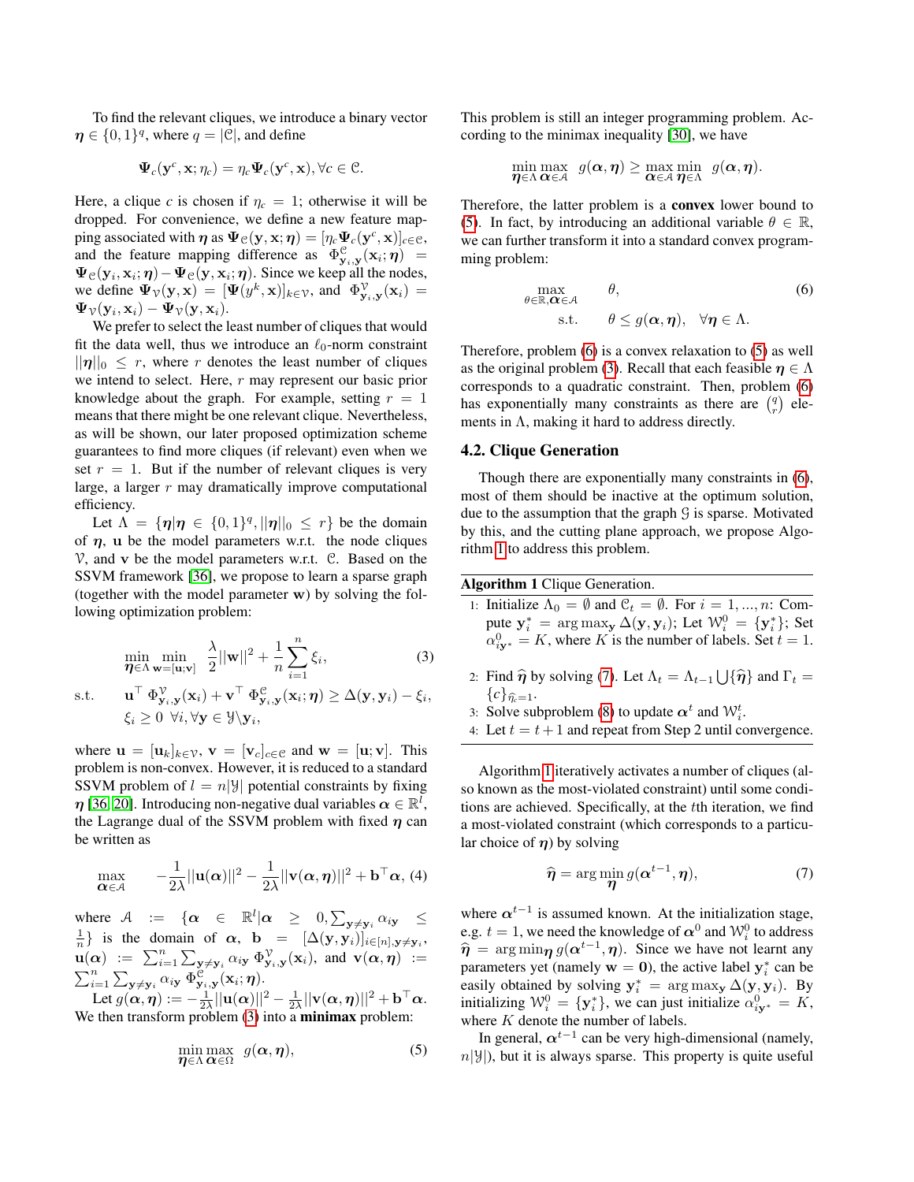To find the relevant cliques, we introduce a binary vector $\boldsymbol{\eta} \in \{0,1\}^q$, where $q = |\mathcal{C}|$, and define

$$\boldsymbol{\Psi}_c(\mathbf{y}^c, \mathbf{x}; \eta_c) = \eta_c \boldsymbol{\Psi}_c(\mathbf{y}^c, \mathbf{x}), \forall c \in \mathcal{C}.$$

Here, a clique $c$ is chosen if $\eta_c = 1$; otherwise it will be dropped. For convenience, we define a new feature mapping associated with $\boldsymbol{\eta}$ as $\boldsymbol{\Psi}_{\mathcal{C}}(\mathbf{y}, \mathbf{x}; \boldsymbol{\eta}) = [\eta_c \boldsymbol{\Psi}_c(\mathbf{y}^c, \mathbf{x})]_{c \in \mathcal{C}}$, and the feature mapping difference as $\Phi^{\mathcal{C}}_{\mathbf{y}_i, \mathbf{y}}(\mathbf{x}_i; \boldsymbol{\eta}) = \boldsymbol{\Psi}_{\mathcal{C}}(\mathbf{y}_i, \mathbf{x}_i; \boldsymbol{\eta}) - \boldsymbol{\Psi}_{\mathcal{C}}(\mathbf{y}, \mathbf{x}_i; \boldsymbol{\eta})$. Since we keep all the nodes, we define $\boldsymbol{\Psi}_{\mathcal{V}}(\mathbf{y}, \mathbf{x}) = [\boldsymbol{\Psi}(y^k, \mathbf{x}]_{k \in \mathcal{V}}$, and $\Phi^{\mathcal{V}}_{\mathbf{y}_i, \mathbf{y}}(\mathbf{x}_i) = \boldsymbol{\Psi}_{\mathcal{V}}(\mathbf{y}_i, \mathbf{x}_i) - \boldsymbol{\Psi}_{\mathcal{V}}(\mathbf{y}, \mathbf{x}_i)$.

We prefer to select the least number of cliques that would fit the data well, thus we introduce an $\ell_0$-norm constraint $||\boldsymbol{\eta}||_0 \leq r$, where $r$ denotes the least number of cliques we intend to select. Here, $r$ may represent our basic prior knowledge about the graph. For example, setting $r = 1$ means that there might be one relevant clique. Nevertheless, as will be shown, our later proposed optimization scheme guarantees to find more cliques (if relevant) even when we set $r = 1$. But if the number of relevant cliques is very large, a larger $r$ may dramatically improve computational efficiency.

Let $\Lambda = \{\boldsymbol{\eta} | \boldsymbol{\eta} \in \{0,1\}^q, ||\boldsymbol{\eta}||_0 \leq r\}$ be the domain of $\boldsymbol{\eta}$, $\mathbf{u}$ be the model parameters w.r.t. the node cliques $\mathcal{V}$, and $\mathbf{v}$ be the model parameters w.r.t. $\mathcal{C}$. Based on the SSVM framework [36], we propose to learn a sparse graph (together with the model parameter $\mathbf{w}$) by solving the following optimization problem:

$$\begin{aligned}
&\min_{\boldsymbol{\eta} \in \Lambda} \min_{\mathbf{w} = [\mathbf{u}; \mathbf{v}]} \quad \frac{\lambda}{2}||\mathbf{w}||^2 + \frac{1}{n}\sum_{i=1}^{n} \xi_i, \qquad (3)\\
&\text{s.t.} \quad \mathbf{u}^\top \Phi^{\mathcal{V}}_{\mathbf{y}_i, \mathbf{y}}(\mathbf{x}_i) + \mathbf{v}^\top \Phi^{\mathcal{C}}_{\mathbf{y}_i, \mathbf{y}}(\mathbf{x}_i; \boldsymbol{\eta}) \geq \Delta(\mathbf{y}, \mathbf{y}_i) - \xi_i,\\
&\qquad \xi_i \geq 0 \ \forall i, \forall \mathbf{y} \in \mathcal{Y} \backslash \mathbf{y}_i,
\end{aligned}$$

where $\mathbf{u} = [\mathbf{u}_k]_{k \in \mathcal{V}}$, $\mathbf{v} = [\mathbf{v}_c]_{c \in \mathcal{C}}$ and $\mathbf{w} = [\mathbf{u}; \mathbf{v}]$. This problem is non-convex. However, it is reduced to a standard SSVM problem of $l = n|\mathcal{Y}|$ potential constraints by fixing $\boldsymbol{\eta}$ [36, 20]. Introducing non-negative dual variables $\boldsymbol{\alpha} \in \mathbb{R}^l$, the Lagrange dual of the SSVM problem with fixed $\boldsymbol{\eta}$ can be written as

$$\max_{\boldsymbol{\alpha} \in \mathcal{A}} \quad -\frac{1}{2\lambda}||\mathbf{u}(\boldsymbol{\alpha})||^2 - \frac{1}{2\lambda}||\mathbf{v}(\boldsymbol{\alpha}, \boldsymbol{\eta})||^2 + \mathbf{b}^\top \boldsymbol{\alpha}, \quad (4)$$

where $\mathcal{A} := \{\boldsymbol{\alpha} \in \mathbb{R}^l | \boldsymbol{\alpha} \geq 0, \sum_{\mathbf{y} \neq \mathbf{y}_i} \alpha_{i\mathbf{y}} \leq \frac{1}{n}\}$ is the domain of $\boldsymbol{\alpha}$, $\mathbf{b} = [\Delta(\mathbf{y}, \mathbf{y}_i)]_{i \in [n], \mathbf{y} \neq \mathbf{y}_i}$, $\mathbf{u}(\boldsymbol{\alpha}) := \sum_{i=1}^{n} \sum_{\mathbf{y} \neq \mathbf{y}_i} \alpha_{i\mathbf{y}} \Phi^{\mathcal{V}}_{\mathbf{y}_i, \mathbf{y}}(\mathbf{x}_i)$, and $\mathbf{v}(\boldsymbol{\alpha}, \boldsymbol{\eta}) := \sum_{i=1}^{n} \sum_{\mathbf{y} \neq \mathbf{y}_i} \alpha_{i\mathbf{y}} \Phi^{\mathcal{C}}_{\mathbf{y}_i, \mathbf{y}}(\mathbf{x}_i; \boldsymbol{\eta})$.

Let $g(\boldsymbol{\alpha}, \boldsymbol{\eta}) := -\frac{1}{2\lambda}||\mathbf{u}(\boldsymbol{\alpha})||^2 - \frac{1}{2\lambda}||\mathbf{v}(\boldsymbol{\alpha}, \boldsymbol{\eta})||^2 + \mathbf{b}^\top \boldsymbol{\alpha}$. We then transform problem (3) into a **minimax** problem:

$$\min_{\boldsymbol{\eta} \in \Lambda} \max_{\boldsymbol{\alpha} \in \Omega} \quad g(\boldsymbol{\alpha}, \boldsymbol{\eta}), \qquad (5)$$

This problem is still an integer programming problem. According to the minimax inequality [30], we have

$$\min_{\boldsymbol{\eta} \in \Lambda} \max_{\boldsymbol{\alpha} \in \mathcal{A}} \quad g(\boldsymbol{\alpha}, \boldsymbol{\eta}) \geq \max_{\boldsymbol{\alpha} \in \mathcal{A}} \min_{\boldsymbol{\eta} \in \Lambda} \quad g(\boldsymbol{\alpha}, \boldsymbol{\eta}).$$

Therefore, the latter problem is a **convex** lower bound to (5). In fact, by introducing an additional variable $\theta \in \mathbb{R}$, we can further transform it into a standard convex programming problem:

$$\begin{aligned}
\max_{\theta \in \mathbb{R}, \boldsymbol{\alpha} \in \mathcal{A}} \quad & \theta, \qquad (6)\\
\text{s.t.} \quad & \theta \leq g(\boldsymbol{\alpha}, \boldsymbol{\eta}), \quad \forall \boldsymbol{\eta} \in \Lambda.
\end{aligned}$$

Therefore, problem (6) is a convex relaxation to (5) as well as the original problem (3). Recall that each feasible $\boldsymbol{\eta} \in \Lambda$ corresponds to a quadratic constraint. Then, problem (6) has exponentially many constraints as there are $\binom{q}{r}$ elements in $\Lambda$, making it hard to address directly.

### 4.2. Clique Generation

Though there are exponentially many constraints in (6), most of them should be inactive at the optimum solution, due to the assumption that the graph $\mathcal{G}$ is sparse. Motivated by this, and the cutting plane approach, we propose Algorithm 1 to address this problem.

**Algorithm 1** Clique Generation.

1: Initialize $\Lambda_0 = \emptyset$ and $\mathcal{C}_t = \emptyset$. For $i = 1, ..., n$: Compute $\mathbf{y}_i^* = \arg\max_{\mathbf{y}} \Delta(\mathbf{y}, \mathbf{y}_i)$; Let $\mathcal{W}_i^0 = \{\mathbf{y}_i^*\}$; Set $\alpha^0_{i\mathbf{y}^*} = K$, where $K$ is the number of labels. Set $t = 1$.

2: Find $\widehat{\boldsymbol{\eta}}$ by solving (7). Let $\Lambda_t = \Lambda_{t-1} \bigcup \{\widehat{\boldsymbol{\eta}}\}$ and $\Gamma_t = \{c\}_{\widehat{\eta}_c = 1}$.

3: Solve subproblem (8) to update $\boldsymbol{\alpha}^t$ and $\mathcal{W}_i^t$.

4: Let $t = t + 1$ and repeat from Step 2 until convergence.

Algorithm 1 iteratively activates a number of cliques (also known as the most-violated constraint) until some conditions are achieved. Specifically, at the $t$th iteration, we find a most-violated constraint (which corresponds to a particular choice of $\boldsymbol{\eta}$) by solving

$$\widehat{\boldsymbol{\eta}} = \arg\min_{\boldsymbol{\eta}} g(\boldsymbol{\alpha}^{t-1}, \boldsymbol{\eta}), \qquad (7)$$

where $\boldsymbol{\alpha}^{t-1}$ is assumed known. At the initialization stage, e.g. $t = 1$, we need the knowledge of $\boldsymbol{\alpha}^0$ and $\mathcal{W}_i^0$ to address $\widehat{\boldsymbol{\eta}} = \arg\min_{\boldsymbol{\eta}} g(\boldsymbol{\alpha}^{t-1}, \boldsymbol{\eta})$. Since we have not learnt any parameters yet (namely $\mathbf{w} = \mathbf{0}$), the active label $\mathbf{y}_i^*$ can be easily obtained by solving $\mathbf{y}_i^* = \arg\max_{\mathbf{y}} \Delta(\mathbf{y}, \mathbf{y}_i)$. By initializing $\mathcal{W}_i^0 = \{\mathbf{y}_i^*\}$, we can just initialize $\alpha^0_{i\mathbf{y}^*} = K$, where $K$ denote the number of labels.

In general, $\boldsymbol{\alpha}^{t-1}$ can be very high-dimensional (namely, $n|\mathcal{Y}|$), but it is always sparse. This property is quite useful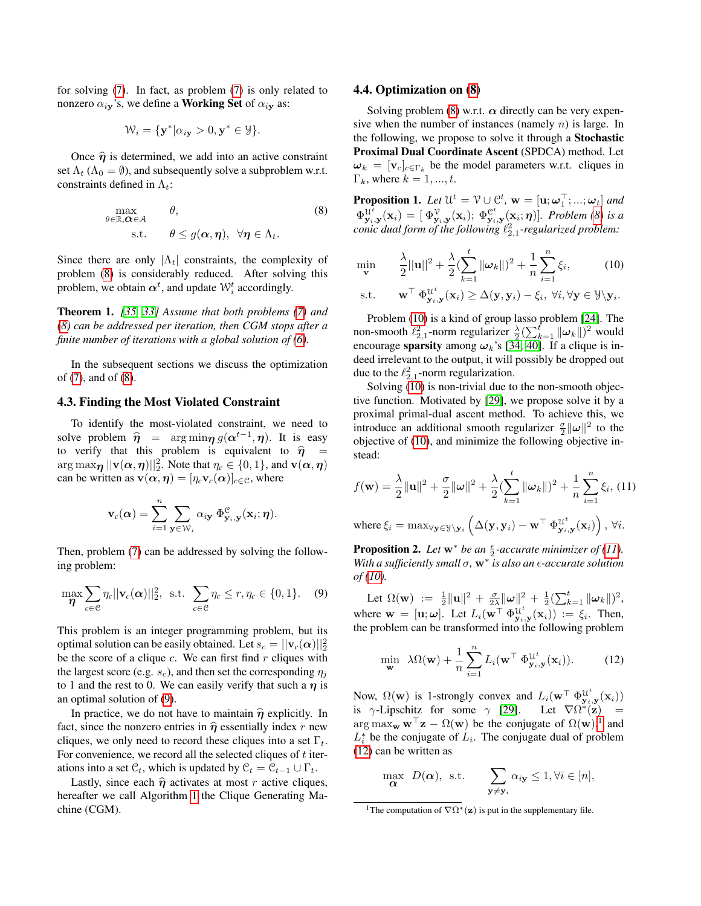for solving (7). In fact, as problem (7) is only related to nonzero $\alpha_{i\mathbf{y}}$'s, we define a **Working Set** of $\alpha_{i\mathbf{y}}$ as:

$$\mathcal{W}_i = \{\mathbf{y}^* | \alpha_{i\mathbf{y}} > 0, \mathbf{y}^* \in \mathcal{Y}\}.$$

Once $\widehat{\boldsymbol{\eta}}$ is determined, we add into an active constraint set $\Lambda_t$ ($\Lambda_0 = \emptyset$), and subsequently solve a subproblem w.r.t. constraints defined in $\Lambda_t$:

$$\max_{\theta \in \mathbb{R}, \boldsymbol{\alpha} \in \mathcal{A}} \quad \theta, \qquad \text{s.t.} \quad \theta \le g(\boldsymbol{\alpha}, \boldsymbol{\eta}), \ \ \forall \boldsymbol{\eta} \in \Lambda_t. \tag{8}$$

Since there are only $|\Lambda_t|$ constraints, the complexity of problem (8) is considerably reduced. After solving this problem, we obtain $\boldsymbol{\alpha}^t$, and update $\mathcal{W}_i^t$ accordingly.

**Theorem 1.** *[35, 33] Assume that both problems (7) and (8) can be addressed per iteration, then CGM stops after a finite number of iterations with a global solution of (6).*

In the subsequent sections we discuss the optimization of (7), and of (8).

### 4.3. Finding the Most Violated Constraint

To identify the most-violated constraint, we need to solve problem $\widehat{\boldsymbol{\eta}} = \arg\min_{\boldsymbol{\eta}} g(\boldsymbol{\alpha}^{t-1}, \boldsymbol{\eta})$. It is easy to verify that this problem is equivalent to $\widehat{\boldsymbol{\eta}} = \arg\max_{\boldsymbol{\eta}} ||\mathbf{v}(\boldsymbol{\alpha}, \boldsymbol{\eta})||_2^2$. Note that $\eta_c \in \{0, 1\}$, and $\mathbf{v}(\boldsymbol{\alpha}, \boldsymbol{\eta})$ can be written as $\mathbf{v}(\boldsymbol{\alpha}, \boldsymbol{\eta}) = [\eta_c \mathbf{v}_c(\boldsymbol{\alpha})]_{c \in \mathcal{C}}$, where

$$\mathbf{v}_c(\boldsymbol{\alpha}) = \sum_{i=1}^{n} \sum_{\mathbf{y} \in \mathcal{W}_i} \alpha_{i\mathbf{y}} \ \Phi^{\mathcal{C}}_{\mathbf{y}_i, \mathbf{y}}(\mathbf{x}_i; \boldsymbol{\eta}).$$

Then, problem (7) can be addressed by solving the following problem:

$$\max_{\boldsymbol{\eta}} \sum_{c \in \mathcal{C}} \eta_c ||\mathbf{v}_c(\boldsymbol{\alpha})||_2^2, \ \text{ s.t. } \sum_{c \in \mathcal{C}} \eta_c \le r, \eta_c \in \{0, 1\}. \tag{9}$$

This problem is an integer programming problem, but its optimal solution can be easily obtained. Let $s_c = ||\mathbf{v}_c(\boldsymbol{\alpha})||_2^2$ be the score of a clique $c$. We can first find $r$ cliques with the largest score (e.g. $s_c$), and then set the corresponding $\eta_j$ to 1 and the rest to 0. We can easily verify that such a $\boldsymbol{\eta}$ is an optimal solution of (9).

In practice, we do not have to maintain $\widehat{\boldsymbol{\eta}}$ explicitly. In fact, since the nonzero entries in $\widehat{\boldsymbol{\eta}}$ essentially index $r$ new cliques, we only need to record these cliques into a set $\Gamma_t$. For convenience, we record all the selected cliques of $t$ iterations into a set $\mathcal{C}_t$, which is updated by $\mathcal{C}_t = \mathcal{C}_{t-1} \cup \Gamma_t$.

Lastly, since each $\widehat{\boldsymbol{\eta}}$ activates at most $r$ active cliques, hereafter we call Algorithm 1 the Clique Generating Machine (CGM).

### 4.4. Optimization on (8)

Solving problem (8) w.r.t. $\boldsymbol{\alpha}$ directly can be very expensive when the number of instances (namely $n$) is large. In the following, we propose to solve it through a **Stochastic Proximal Dual Coordinate Ascent** (SPDCA) method. Let $\boldsymbol{\omega}_k = [\mathbf{v}_c]_{c \in \Gamma_k}$ be the model parameters w.r.t. cliques in $\Gamma_k$, where $k = 1, ..., t$.

**Proposition 1.** *Let $\mathcal{U}^t = \mathcal{V} \cup \mathcal{C}^t$, $\mathbf{w} = [\mathbf{u}; \boldsymbol{\omega}_1^\top; ...; \boldsymbol{\omega}_t]$ and $\Phi^{\mathcal{U}^t}_{\mathbf{y}_i, \mathbf{y}}(\mathbf{x}_i) = [\ \Phi^{\mathcal{V}}_{\mathbf{y}_i, \mathbf{y}}(\mathbf{x}_i);\ \Phi^{\mathcal{C}^t}_{\mathbf{y}_i, \mathbf{y}}(\mathbf{x}_i; \boldsymbol{\eta})]$. Problem (8) is a conic dual form of the following $\ell^2_{2,1}$-regularized problem:*

$$\min_{\mathbf{v}} \quad \frac{\lambda}{2}||\mathbf{u}||^2 + \frac{\lambda}{2}(\sum_{k=1}^{t} \|\boldsymbol{\omega}_k\|)^2 + \frac{1}{n}\sum_{i=1}^{n} \xi_i, \tag{10}$$
$$\text{s.t.} \quad \mathbf{w}^\top \ \Phi^{\mathcal{U}^t}_{\mathbf{y}_i, \mathbf{y}}(\mathbf{x}_i) \ge \Delta(\mathbf{y}, \mathbf{y}_i) - \xi_i, \ \forall i, \forall \mathbf{y} \in \mathcal{Y} \backslash \mathbf{y}_i.$$

Problem (10) is a kind of group lasso problem [24]. The non-smooth $\ell^2_{2,1}$-norm regularizer $\frac{\lambda}{2}(\sum_{k=1}^{t} \|\boldsymbol{\omega}_k\|)^2$ would encourage **sparsity** among $\boldsymbol{\omega}_k$'s [34, 40]. If a clique is indeed irrelevant to the output, it will possibly be dropped out due to the $\ell^2_{2,1}$-norm regularization.

Solving (10) is non-trivial due to the non-smooth objective function. Motivated by [29], we propose solve it by a proximal primal-dual ascent method. To achieve this, we introduce an additional smooth regularizer $\frac{\sigma}{2}\|\boldsymbol{\omega}\|^2$ to the objective of (10), and minimize the following objective instead:

$$f(\mathbf{w}) = \frac{\lambda}{2}\|\mathbf{u}\|^2 + \frac{\sigma}{2}\|\boldsymbol{\omega}\|^2 + \frac{\lambda}{2}(\sum_{k=1}^{t} \|\boldsymbol{\omega}_k\|)^2 + \frac{1}{n}\sum_{i=1}^{n} \xi_i, \tag{11}$$

where $\xi_i = \max_{\forall \mathbf{y} \in \mathcal{Y} \backslash \mathbf{y}_i} \left( \Delta(\mathbf{y}, \mathbf{y}_i) - \mathbf{w}^\top \ \Phi^{\mathcal{U}^t}_{\mathbf{y}_i, \mathbf{y}}(\mathbf{x}_i) \right), \ \forall i.$

**Proposition 2.** *Let $\mathbf{w}^*$ be an $\frac{\epsilon}{2}$-accurate minimizer of (11). With a sufficiently small $\sigma$, $\mathbf{w}^*$ is also an $\epsilon$-accurate solution of (10).*

Let $\Omega(\mathbf{w}) := \frac{1}{2}\|\mathbf{u}\|^2 + \frac{\sigma}{2\lambda}\|\boldsymbol{\omega}\|^2 + \frac{1}{2}(\sum_{k=1}^{t} \|\boldsymbol{\omega}_k\|)^2$, where $\mathbf{w} = [\mathbf{u}; \boldsymbol{\omega}]$. Let $L_i(\mathbf{w}^\top \ \Phi^{\mathcal{U}^t}_{\mathbf{y}_i, \mathbf{y}}(\mathbf{x}_i)) := \xi_i$. Then, the problem can be transformed into the following problem

$$\min_{\mathbf{w}} \ \lambda\Omega(\mathbf{w}) + \frac{1}{n}\sum_{i=1}^{n} L_i(\mathbf{w}^\top \ \Phi^{\mathcal{U}^t}_{\mathbf{y}_i, \mathbf{y}}(\mathbf{x}_i)). \tag{12}$$

Now, $\Omega(\mathbf{w})$ is 1-strongly convex and $L_i(\mathbf{w}^\top \ \Phi^{\mathcal{U}^t}_{\mathbf{y}_i, \mathbf{y}}(\mathbf{x}_i))$ is $\gamma$-Lipschitz for some $\gamma$ [29]. Let $\nabla\Omega^*(\mathbf{z}) = \arg\max_{\mathbf{w}} \mathbf{w}^\top\mathbf{z} - \Omega(\mathbf{w})$ be the conjugate of $\Omega(\mathbf{w})$,[1] and $L_i^*$ be the conjugate of $L_i$. The conjugate dual of problem (12) can be written as

$$\max_{\boldsymbol{\alpha}} \ D(\boldsymbol{\alpha}), \ \text{ s.t. } \quad \sum_{\mathbf{y} \ne \mathbf{y}_i} \alpha_{i\mathbf{y}} \le 1, \forall i \in [n],$$

[1] The computation of $\nabla\Omega^*(\mathbf{z})$ is put in the supplementary file.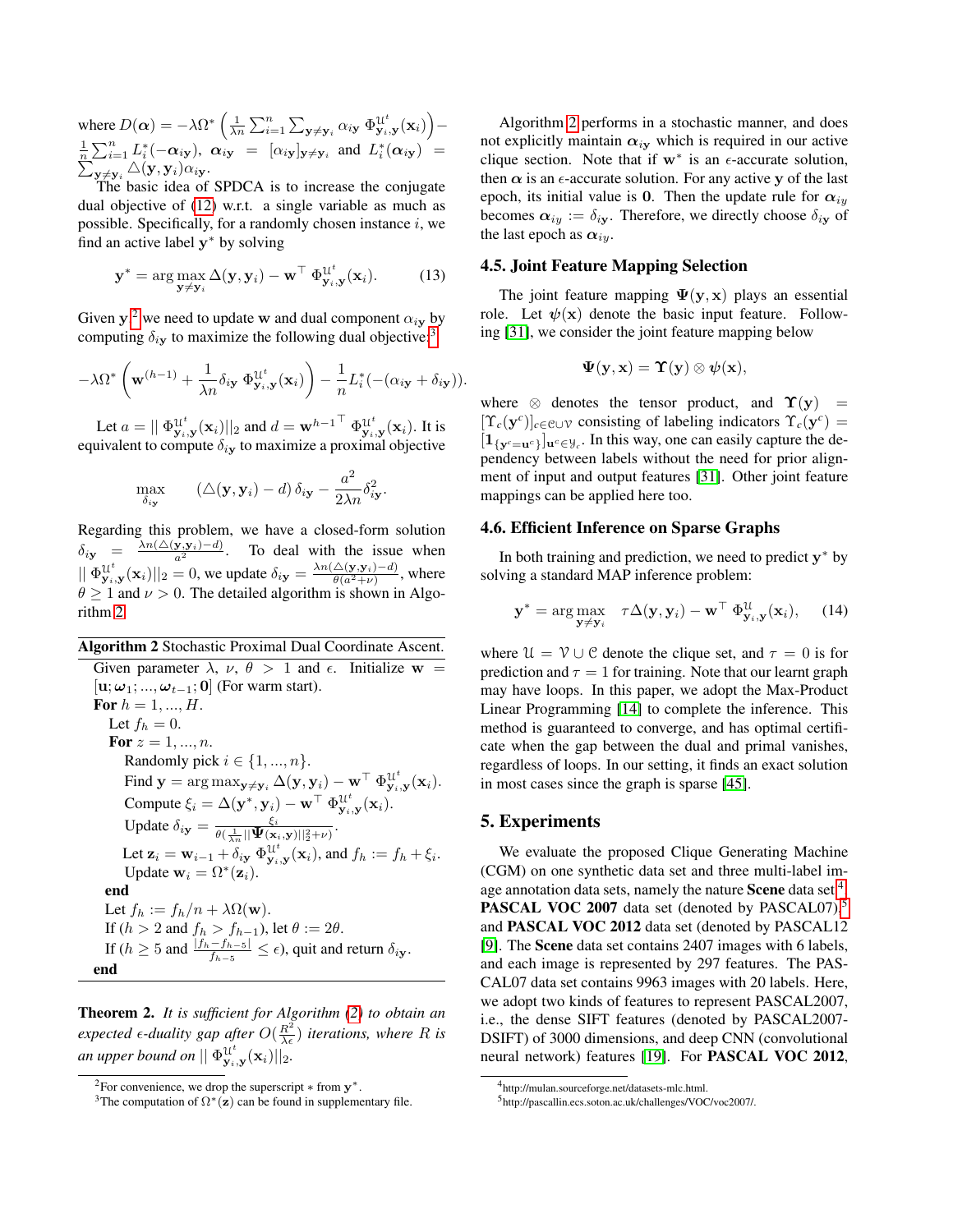where $D(\boldsymbol{\alpha}) = -\lambda\Omega^*\left(\frac{1}{\lambda n}\sum_{i=1}^n \sum_{\mathbf{y}\neq\mathbf{y}_i} \alpha_{i\mathbf{y}}\, \Phi^{\mathcal{U}^t}_{\mathbf{y}_i,\mathbf{y}}(\mathbf{x}_i)\right) - \frac{1}{n}\sum_{i=1}^n L_i^*(-\boldsymbol{\alpha}_{i\mathbf{y}})$, $\boldsymbol{\alpha}_{i\mathbf{y}} = [\alpha_{i\mathbf{y}}]_{\mathbf{y}\neq\mathbf{y}_i}$ and $L_i^*(\boldsymbol{\alpha}_{i\mathbf{y}}) = \sum_{\mathbf{y}\neq\mathbf{y}_i} \triangle(\mathbf{y},\mathbf{y}_i)\alpha_{i\mathbf{y}}$.

The basic idea of SPDCA is to increase the conjugate dual objective of (12) w.r.t. a single variable as much as possible. Specifically, for a randomly chosen instance $i$, we find an active label $\mathbf{y}^*$ by solving

$$\mathbf{y}^* = \arg\max_{\mathbf{y}\neq\mathbf{y}_i} \Delta(\mathbf{y},\mathbf{y}_i) - \mathbf{w}^\top\, \Phi^{\mathcal{U}^t}_{\mathbf{y}_i,\mathbf{y}}(\mathbf{x}_i). \tag{13}$$

Given $\mathbf{y}$ [2] we need to update $\mathbf{w}$ and dual component $\alpha_{i\mathbf{y}}$ by computing $\delta_{i\mathbf{y}}$ to maximize the following dual objective:[3]

$$-\lambda\Omega^*\left(\mathbf{w}^{(h-1)} + \frac{1}{\lambda n}\delta_{i\mathbf{y}}\, \Phi^{\mathcal{U}^t}_{\mathbf{y}_i,\mathbf{y}}(\mathbf{x}_i)\right) - \frac{1}{n}L_i^*(-(\alpha_{i\mathbf{y}}+\delta_{i\mathbf{y}})).$$

Let $a = ||\, \Phi^{\mathcal{U}^t}_{\mathbf{y}_i,\mathbf{y}}(\mathbf{x}_i)||_2$ and $d = {\mathbf{w}^{h-1}}^\top\, \Phi^{\mathcal{U}^t}_{\mathbf{y}_i,\mathbf{y}}(\mathbf{x}_i)$. It is equivalent to compute $\delta_{i\mathbf{y}}$ to maximize a proximal objective

$$\max_{\delta_{i\mathbf{y}}} \quad (\triangle(\mathbf{y},\mathbf{y}_i) - d)\,\delta_{i\mathbf{y}} - \frac{a^2}{2\lambda n}\delta_{i\mathbf{y}}^2.$$

Regarding this problem, we have a closed-form solution $\delta_{i\mathbf{y}} = \frac{\lambda n(\triangle(\mathbf{y},\mathbf{y}_i)-d)}{a^2}$. To deal with the issue when $||\, \Phi^{\mathcal{U}^t}_{\mathbf{y}_i,\mathbf{y}}(\mathbf{x}_i)||_2 = 0$, we update $\delta_{i\mathbf{y}} = \frac{\lambda n(\triangle(\mathbf{y},\mathbf{y}_i)-d)}{\theta(a^2+\nu)}$, where $\theta \geq 1$ and $\nu > 0$. The detailed algorithm is shown in Algorithm 2.

**Algorithm 2** Stochastic Proximal Dual Coordinate Ascent.

```
Given parameter λ, ν, θ > 1 and ε. Initialize w = [u; ω_1; ...; ω_{t-1}; 0] (For warm start).
For h = 1, ..., H.
    Let f_h = 0.
    For z = 1, ..., n.
        Randomly pick i ∈ {1, ..., n}.
        Find y = argmax_{y≠y_i} Δ(y, y_i) − w^T Φ^{U^t}_{y_i,y}(x_i).
        Compute ξ_i = Δ(y*, y_i) − w^T Φ^{U^t}_{y_i,y}(x_i).
        Update δ_iy = ξ_i / ( θ( (1/(λn)) ||Ψ(x_i, y)||_2^2 + ν ) ).
        Let z_i = w_{i-1} + δ_iy Φ^{U^t}_{y_i,y}(x_i), and f_h := f_h + ξ_i.
        Update w_i = Ω*(z_i).
    end
    Let f_h := f_h/n + λΩ(w).
    If (h > 2 and f_h > f_{h-1}), let θ := 2θ.
    If (h ≥ 5 and |f_h − f_{h-5}| / f_{h-5} ≤ ε), quit and return δ_iy.
end
```

**Theorem 2.** *It is sufficient for Algorithm (2) to obtain an expected $\epsilon$-duality gap after $O(\frac{R^2}{\lambda\epsilon})$ iterations, where $R$ is an upper bound on $||\, \Phi^{\mathcal{U}^t}_{\mathbf{y}_i,\mathbf{y}}(\mathbf{x}_i)||_2$.*

Algorithm 2 performs in a stochastic manner, and does not explicitly maintain $\boldsymbol{\alpha}_{i\mathbf{y}}$ which is required in our active clique section. Note that if $\mathbf{w}^*$ is an $\epsilon$-accurate solution, then $\boldsymbol{\alpha}$ is an $\epsilon$-accurate solution. For any active $\mathbf{y}$ of the last epoch, its initial value is $\mathbf{0}$. Then the update rule for $\boldsymbol{\alpha}_{iy}$ becomes $\boldsymbol{\alpha}_{iy} := \delta_{iy}$. Therefore, we directly choose $\delta_{i\mathbf{y}}$ of the last epoch as $\boldsymbol{\alpha}_{iy}$.

### 4.5. Joint Feature Mapping Selection

The joint feature mapping $\boldsymbol{\Psi}(\mathbf{y},\mathbf{x})$ plays an essential role. Let $\psi(\mathbf{x})$ denote the basic input feature. Following [31], we consider the joint feature mapping below

$$\boldsymbol{\Psi}(\mathbf{y},\mathbf{x}) = \boldsymbol{\Upsilon}(\mathbf{y}) \otimes \boldsymbol{\psi}(\mathbf{x}),$$

where $\otimes$ denotes the tensor product, and $\boldsymbol{\Upsilon}(\mathbf{y}) = [\Upsilon_c(\mathbf{y}^c)]_{c\in\mathcal{C}\cup\mathcal{V}}$ consisting of labeling indicators $\Upsilon_c(\mathbf{y}^c) = [\mathbf{1}_{\{\mathbf{y}^c=\mathbf{u}^c\}}]_{\mathbf{u}^c\in\mathcal{Y}_c}$. In this way, one can easily capture the dependency between labels without the need for prior alignment of input and output features [31]. Other joint feature mappings can be applied here too.

### 4.6. Efficient Inference on Sparse Graphs

In both training and prediction, we need to predict $\mathbf{y}^*$ by solving a standard MAP inference problem:

$$\mathbf{y}^* = \arg\max_{\mathbf{y}\neq\mathbf{y}_i} \quad \tau\Delta(\mathbf{y},\mathbf{y}_i) - \mathbf{w}^\top\, \Phi^{\mathcal{U}}_{\mathbf{y}_i,\mathbf{y}}(\mathbf{x}_i), \tag{14}$$

where $\mathcal{U} = \mathcal{V}\cup\mathcal{C}$ denote the clique set, and $\tau = 0$ is for prediction and $\tau = 1$ for training. Note that our learnt graph may have loops. In this paper, we adopt the Max-Product Linear Programming [14] to complete the inference. This method is guaranteed to converge, and has optimal certificate when the gap between the dual and primal vanishes, regardless of loops. In our setting, it finds an exact solution in most cases since the graph is sparse [45].

## 5. Experiments

We evaluate the proposed Clique Generating Machine (CGM) on one synthetic data set and three multi-label image annotation data sets, namely the nature **Scene** data set[4], **PASCAL VOC 2007** data set (denoted by PASCAL07)[5] and **PASCAL VOC 2012** data set (denoted by PASCAL12 [9]. The **Scene** data set contains 2407 images with 6 labels, and each image is represented by 297 features. The PASCAL07 data set contains 9963 images with 20 labels. Here, we adopt two kinds of features to represent PASCAL2007, i.e., the dense SIFT features (denoted by PASCAL2007-DSIFT) of 3000 dimensions, and deep CNN (convolutional neural network) features [19]. For **PASCAL VOC 2012**,

[2] For convenience, we drop the superscript $*$ from $\mathbf{y}^*$.

[3] The computation of $\Omega^*(\mathbf{z})$ can be found in supplementary file.

[4] http://mulan.sourceforge.net/datasets-mlc.html.

[5] http://pascallin.ecs.soton.ac.uk/challenges/VOC/voc2007/.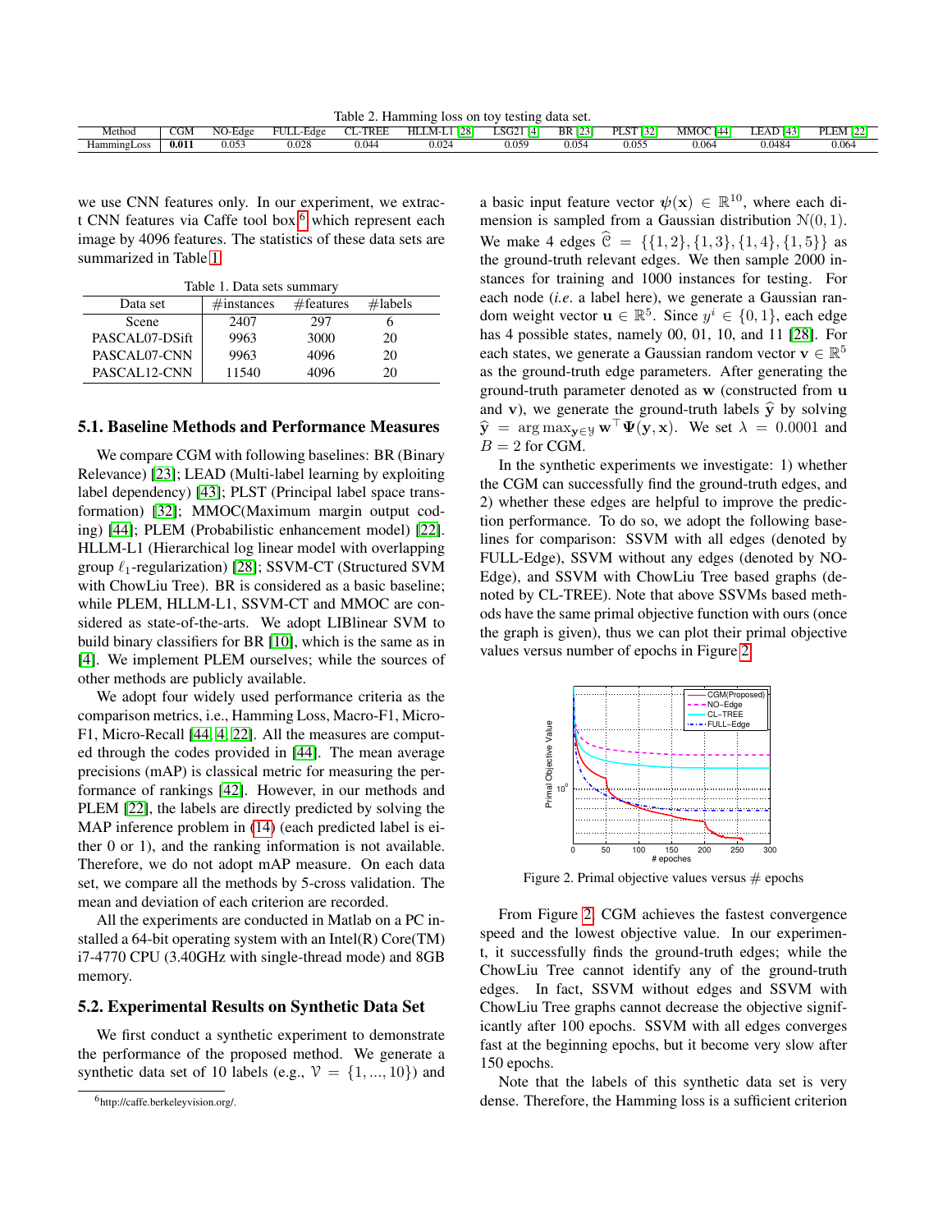Table 2. Hamming loss on toy testing data set.

| Method | CGM | NO-Edge | FULL-Edge | CL-TREE | HLLM-L1 [28] | LSG21 [4] | BR [23] | PLST [32] | MMOC [44] | LEAD [43] | PLEM [22] |
|---|---|---|---|---|---|---|---|---|---|---|---|
| HammingLoss | **0.011** | 0.053 | 0.028 | 0.044 | 0.024 | 0.059 | 0.054 | 0.055 | 0.064 | 0.0484 | 0.064 |

we use CNN features only. In our experiment, we extract CNN features via Caffe tool box[6] which represent each image by 4096 features. The statistics of these data sets are summarized in Table 1.

Table 1. Data sets summary

| Data set | #instances | #features | #labels |
|---|---|---|---|
| Scene | 2407 | 297 | 6 |
| PASCAL07-DSift | 9963 | 3000 | 20 |
| PASCAL07-CNN | 9963 | 4096 | 20 |
| PASCAL12-CNN | 11540 | 4096 | 20 |

### 5.1. Baseline Methods and Performance Measures

We compare CGM with following baselines: BR (Binary Relevance) [23]; LEAD (Multi-label learning by exploiting label dependency) [43]; PLST (Principal label space transformation) [32]; MMOC(Maximum margin output coding) [44]; PLEM (Probabilistic enhancement model) [22]. HLLM-L1 (Hierarchical log linear model with overlapping group $\ell_1$-regularization) [28]; SSVM-CT (Structured SVM with ChowLiu Tree). BR is considered as a basic baseline; while PLEM, HLLM-L1, SSVM-CT and MMOC are considered as state-of-the-arts. We adopt LIBlinear SVM to build binary classifiers for BR [10], which is the same as in [4]. We implement PLEM ourselves; while the sources of other methods are publicly available.

We adopt four widely used performance criteria as the comparison metrics, i.e., Hamming Loss, Macro-F1, Micro-F1, Micro-Recall [44, 4, 22]. All the measures are computed through the codes provided in [44]. The mean average precisions (mAP) is classical metric for measuring the performance of rankings [42]. However, in our methods and PLEM [22], the labels are directly predicted by solving the MAP inference problem in (14) (each predicted label is either 0 or 1), and the ranking information is not available. Therefore, we do not adopt mAP measure. On each data set, we compare all the methods by 5-cross validation. The mean and deviation of each criterion are recorded.

All the experiments are conducted in Matlab on a PC installed a 64-bit operating system with an Intel(R) Core(TM) i7-4770 CPU (3.40GHz with single-thread mode) and 8GB memory.

### 5.2. Experimental Results on Synthetic Data Set

We first conduct a synthetic experiment to demonstrate the performance of the proposed method. We generate a synthetic data set of 10 labels (e.g., $\mathcal{V} = \{1, ..., 10\}$) and a basic input feature vector $\boldsymbol{\psi}(\mathbf{x}) \in \mathbb{R}^{10}$, where each dimension is sampled from a Gaussian distribution $\mathcal{N}(0, 1)$. We make 4 edges $\widehat{\mathcal{C}} = \{\{1, 2\}, \{1, 3\}, \{1, 4\}, \{1, 5\}\}$ as the ground-truth relevant edges. We then sample 2000 instances for training and 1000 instances for testing. For each node (*i.e.* a label here), we generate a Gaussian random weight vector $\mathbf{u} \in \mathbb{R}^5$. Since $y^i \in \{0, 1\}$, each edge has 4 possible states, namely 00, 01, 10, and 11 [28]. For each states, we generate a Gaussian random vector $\mathbf{v} \in \mathbb{R}^5$ as the ground-truth edge parameters. After generating the ground-truth parameter denoted as $\mathbf{w}$ (constructed from $\mathbf{u}$ and $\mathbf{v}$), we generate the ground-truth labels $\widehat{\mathbf{y}}$ by solving $\widehat{\mathbf{y}} = \arg\max_{\mathbf{y} \in \mathcal{Y}} \mathbf{w}^\top \boldsymbol{\Psi}(\mathbf{y}, \mathbf{x})$. We set $\lambda = 0.0001$ and $B = 2$ for CGM.

In the synthetic experiments we investigate: 1) whether the CGM can successfully find the ground-truth edges, and 2) whether these edges are helpful to improve the prediction performance. To do so, we adopt the following baselines for comparison: SSVM with all edges (denoted by FULL-Edge), SSVM without any edges (denoted by NO-Edge), and SSVM with ChowLiu Tree based graphs (denoted by CL-TREE). Note that above SSVMs based methods have the same primal objective function with ours (once the graph is given), thus we can plot their primal objective values versus number of epochs in Figure 2.

Figure 2. Primal objective values versus # epochs

From Figure 2, CGM achieves the fastest convergence speed and the lowest objective value. In our experiment, it successfully finds the ground-truth edges; while the ChowLiu Tree cannot identify any of the ground-truth edges. In fact, SSVM without edges and SSVM with ChowLiu Tree graphs cannot decrease the objective significantly after 100 epochs. SSVM with all edges converges fast at the beginning epochs, but it become very slow after 150 epochs.

Note that the labels of this synthetic data set is very dense. Therefore, the Hamming loss is a sufficient criterion

[6] http://caffe.berkeleyvision.org/.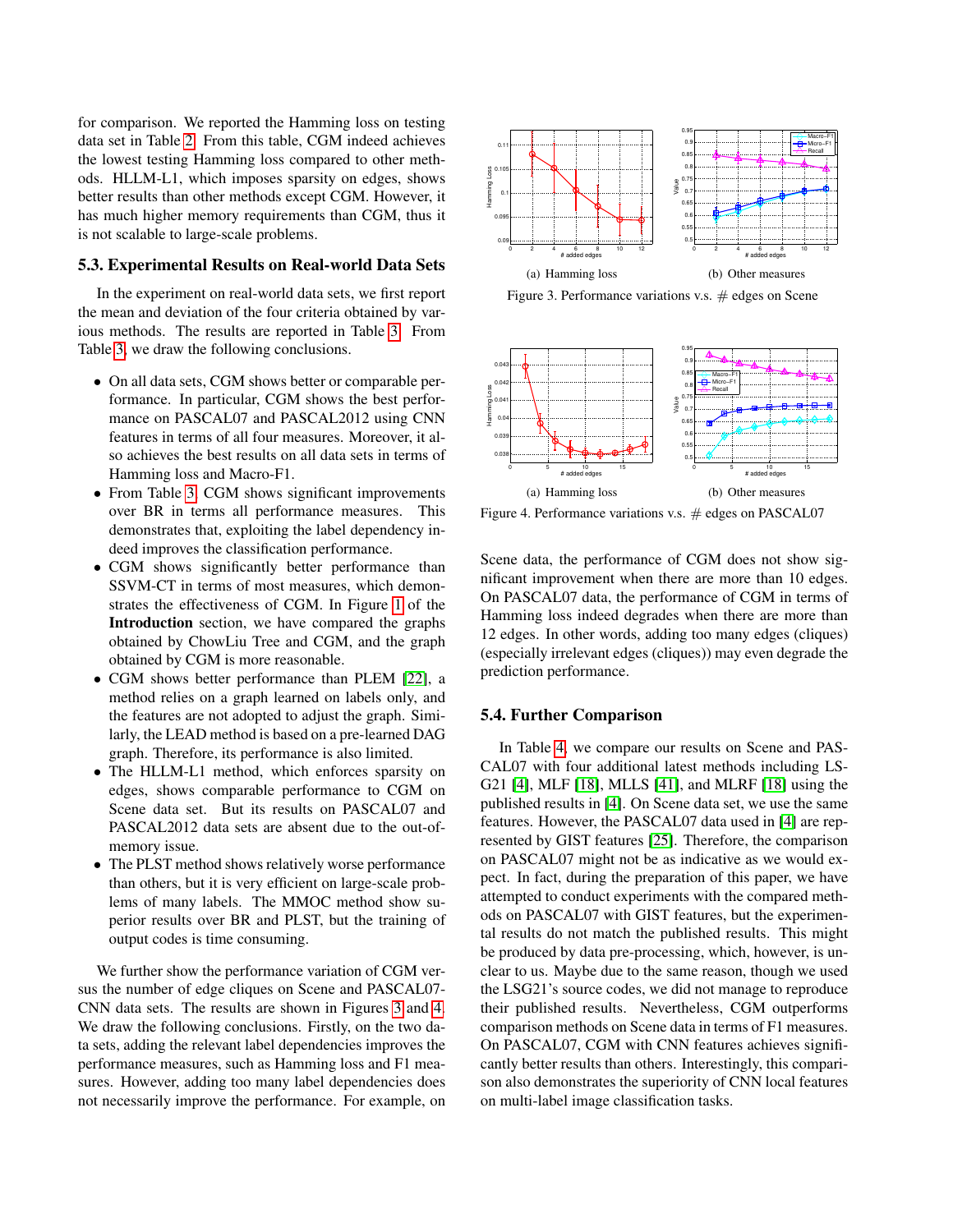for comparison. We reported the Hamming loss on testing data set in Table 2. From this table, CGM indeed achieves the lowest testing Hamming loss compared to other methods. HLLM-L1, which imposes sparsity on edges, shows better results than other methods except CGM. However, it has much higher memory requirements than CGM, thus it is not scalable to large-scale problems.

### 5.3. Experimental Results on Real-world Data Sets

In the experiment on real-world data sets, we first report the mean and deviation of the four criteria obtained by various methods. The results are reported in Table 3. From Table 3, we draw the following conclusions.

- On all data sets, CGM shows better or comparable performance. In particular, CGM shows the best performance on PASCAL07 and PASCAL2012 using CNN features in terms of all four measures. Moreover, it also achieves the best results on all data sets in terms of Hamming loss and Macro-F1.
- From Table 3, CGM shows significant improvements over BR in terms all performance measures. This demonstrates that, exploiting the label dependency indeed improves the classification performance.
- CGM shows significantly better performance than SSVM-CT in terms of most measures, which demonstrates the effectiveness of CGM. In Figure 1 of the **Introduction** section, we have compared the graphs obtained by ChowLiu Tree and CGM, and the graph obtained by CGM is more reasonable.
- CGM shows better performance than PLEM [22], a method relies on a graph learned on labels only, and the features are not adopted to adjust the graph. Similarly, the LEAD method is based on a pre-learned DAG graph. Therefore, its performance is also limited.
- The HLLM-L1 method, which enforces sparsity on edges, shows comparable performance to CGM on Scene data set. But its results on PASCAL07 and PASCAL2012 data sets are absent due to the out-of-memory issue.
- The PLST method shows relatively worse performance than others, but it is very efficient on large-scale problems of many labels. The MMOC method show superior results over BR and PLST, but the training of output codes is time consuming.

We further show the performance variation of CGM versus the number of edge cliques on Scene and PASCAL07-CNN data sets. The results are shown in Figures 3 and 4. We draw the following conclusions. Firstly, on the two data sets, adding the relevant label dependencies improves the performance measures, such as Hamming loss and F1 measures. However, adding too many label dependencies does not necessarily improve the performance. For example, on Scene data, the performance of CGM does not show significant improvement when there are more than 10 edges. On PASCAL07 data, the performance of CGM in terms of Hamming loss indeed degrades when there are more than 12 edges. In other words, adding too many edges (cliques) (especially irrelevant edges (cliques)) may even degrade the prediction performance.

(a) Hamming loss (b) Other measures

Figure 3. Performance variations v.s. # edges on Scene

(a) Hamming loss (b) Other measures

Figure 4. Performance variations v.s. # edges on PASCAL07

### 5.4. Further Comparison

In Table 4, we compare our results on Scene and PASCAL07 with four additional latest methods including LSG21 [4], MLF [18], MLLS [41], and MLRF [18] using the published results in [4]. On Scene data set, we use the same features. However, the PASCAL07 data used in [4] are represented by GIST features [25]. Therefore, the comparison on PASCAL07 might not be as indicative as we would expect. In fact, during the preparation of this paper, we have attempted to conduct experiments with the compared methods on PASCAL07 with GIST features, but the experimental results do not match the published results. This might be produced by data pre-processing, which, however, is unclear to us. Maybe due to the same reason, though we used the LSG21's source codes, we did not manage to reproduce their published results. Nevertheless, CGM outperforms comparison methods on Scene data in terms of F1 measures. On PASCAL07, CGM with CNN features achieves significantly better results than others. Interestingly, this comparison also demonstrates the superiority of CNN local features on multi-label image classification tasks.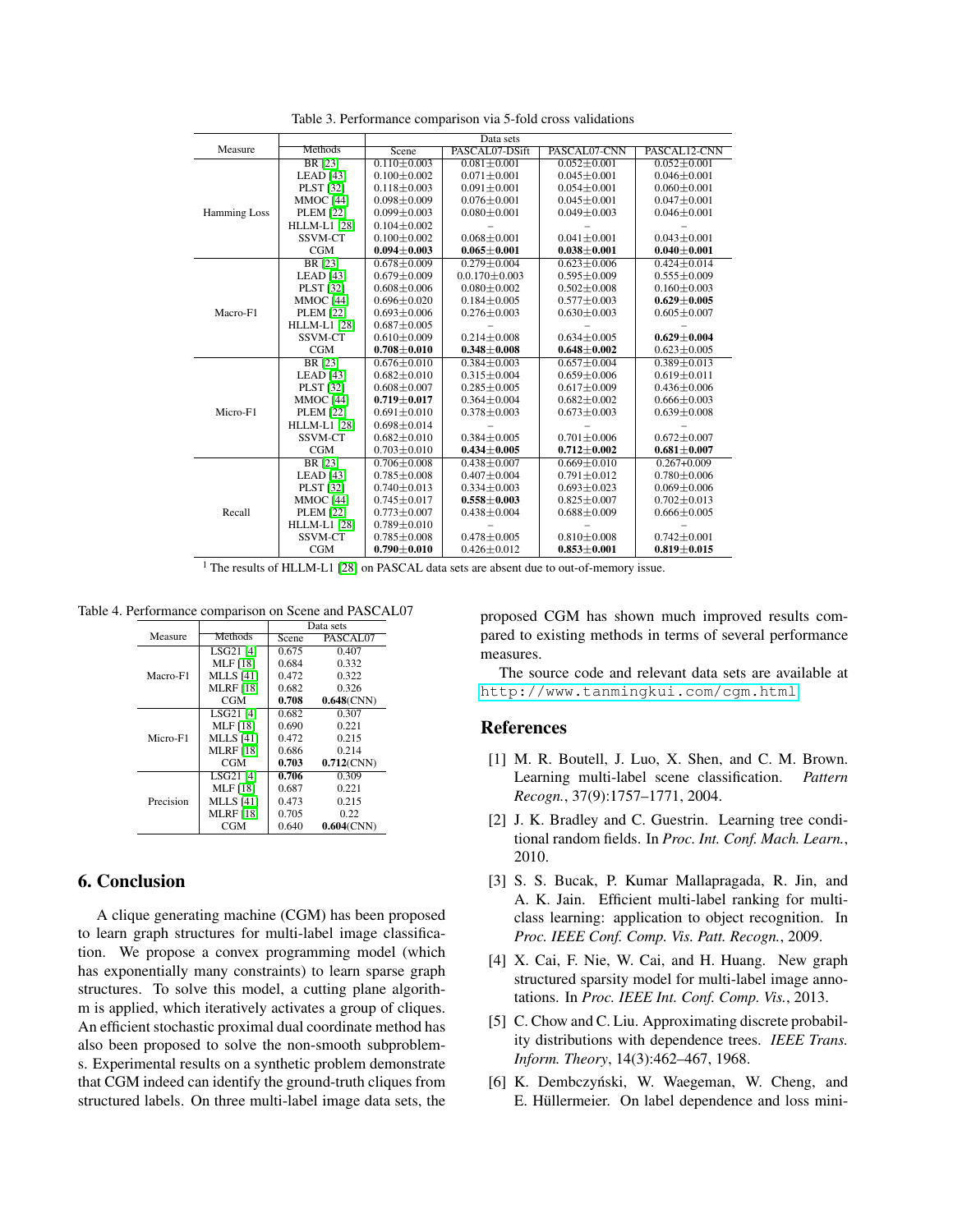Table 3. Performance comparison via 5-fold cross validations

| Measure | Methods | Data sets | | | |
|---|---|---|---|---|---|
| | | Scene | PASCAL07-DSift | PASCAL07-CNN | PASCAL12-CNN |
| Hamming Loss | BR [23] | 0.110±0.003 | 0.081±0.001 | 0.052±0.001 | 0.052±0.001 |
| | LEAD [43] | 0.100±0.002 | 0.071±0.001 | 0.045±0.001 | 0.046±0.001 |
| | PLST [32] | 0.118±0.003 | 0.091±0.001 | 0.054±0.001 | 0.060±0.001 |
| | MMOC [44] | 0.098±0.009 | 0.076±0.001 | 0.045±0.001 | 0.047±0.001 |
| | PLEM [22] | 0.099±0.003 | 0.080±0.001 | 0.049±0.003 | 0.046±0.001 |
| | HLLM-L1 [28] | 0.104±0.002 | – | – | – |
| | SSVM-CT | 0.100±0.002 | 0.068±0.001 | 0.041±0.001 | 0.043±0.001 |
| | CGM | **0.094±0.003** | **0.065±0.001** | **0.038±0.001** | **0.040±0.001** |
| Macro-F1 | BR [23] | 0.678±0.009 | 0.279±0.004 | 0.623±0.006 | 0.424±0.014 |
| | LEAD [43] | 0.679±0.009 | 0.0.170±0.003 | 0.595±0.009 | 0.555±0.009 |
| | PLST [32] | 0.608±0.006 | 0.080±0.002 | 0.502±0.008 | 0.160±0.003 |
| | MMOC [44] | 0.696±0.020 | 0.184±0.005 | 0.577±0.003 | **0.629±0.005** |
| | PLEM [22] | 0.693±0.006 | 0.276±0.003 | 0.630±0.003 | 0.605±0.007 |
| | HLLM-L1 [28] | 0.687±0.005 | – | – | – |
| | SSVM-CT | 0.610±0.009 | 0.214±0.008 | 0.634±0.005 | **0.629±0.004** |
| | CGM | **0.708±0.010** | **0.348±0.008** | **0.648±0.002** | 0.623±0.005 |
| Micro-F1 | BR [23] | 0.676±0.010 | 0.384±0.003 | 0.657±0.004 | 0.389±0.013 |
| | LEAD [43] | 0.682±0.010 | 0.315±0.004 | 0.659±0.006 | 0.619±0.011 |
| | PLST [32] | 0.608±0.007 | 0.285±0.005 | 0.617±0.009 | 0.436±0.006 |
| | MMOC [44] | **0.719±0.017** | 0.364±0.004 | 0.682±0.002 | 0.666±0.003 |
| | PLEM [22] | 0.691±0.010 | 0.378±0.003 | 0.673±0.003 | 0.639±0.008 |
| | HLLM-L1 [28] | 0.698±0.014 | – | – | – |
| | SSVM-CT | 0.682±0.010 | 0.384±0.005 | 0.701±0.006 | 0.672±0.007 |
| | CGM | 0.703±0.010 | **0.434±0.005** | **0.712±0.002** | **0.681±0.007** |
| Recall | BR [23] | 0.706±0.008 | 0.438±0.007 | 0.669±0.010 | 0.267+0.009 |
| | LEAD [43] | 0.785±0.008 | 0.407±0.004 | 0.791±0.012 | 0.780±0.006 |
| | PLST [32] | 0.740±0.013 | 0.334±0.003 | 0.693±0.023 | 0.069±0.006 |
| | MMOC [44] | 0.745±0.017 | **0.558±0.003** | 0.825±0.007 | 0.702±0.013 |
| | PLEM [22] | 0.773±0.007 | 0.438±0.004 | 0.688±0.009 | 0.666±0.005 |
| | HLLM-L1 [28] | 0.789±0.010 | – | – | – |
| | SSVM-CT | 0.785±0.008 | 0.478±0.005 | 0.810±0.008 | 0.742±0.001 |
| | CGM | **0.790±0.010** | 0.426±0.012 | **0.853±0.001** | **0.819±0.015** |

[1] The results of HLLM-L1 [28] on PASCAL data sets are absent due to out-of-memory issue.

Table 4. Performance comparison on Scene and PASCAL07

| Measure | Methods | Data sets | |
|---|---|---|---|
| | | Scene | PASCAL07 |
| Macro-F1 | LSG21 [4] | 0.675 | 0.407 |
| | MLF [18] | 0.684 | 0.332 |
| | MLLS [41] | 0.472 | 0.322 |
| | MLRF [18] | 0.682 | 0.326 |
| | CGM | **0.708** | **0.648**(CNN) |
| Micro-F1 | LSG21 [4] | 0.682 | 0.307 |
| | MLF [18] | 0.690 | 0.221 |
| | MLLS [41] | 0.472 | 0.215 |
| | MLRF [18] | 0.686 | 0.214 |
| | CGM | **0.703** | **0.712**(CNN) |
| Precision | LSG21 [4] | **0.706** | 0.309 |
| | MLF [18] | 0.687 | 0.221 |
| | MLLS [41] | 0.473 | 0.215 |
| | MLRF [18] | 0.705 | 0.22 |
| | CGM | 0.640 | **0.604**(CNN) |

## 6. Conclusion

A clique generating machine (CGM) has been proposed to learn graph structures for multi-label image classification. We propose a convex programming model (which has exponentially many constraints) to learn sparse graph structures. To solve this model, a cutting plane algorithm is applied, which iteratively activates a group of cliques. An efficient stochastic proximal dual coordinate method has also been proposed to solve the non-smooth subproblems. Experimental results on a synthetic problem demonstrate that CGM indeed can identify the ground-truth cliques from structured labels. On three multi-label image data sets, the proposed CGM has shown much improved results compared to existing methods in terms of several performance measures.

The source code and relevant data sets are available at `http://www.tanmingkui.com/cgm.html`.

## References

[1] M. R. Boutell, J. Luo, X. Shen, and C. M. Brown. Learning multi-label scene classification. *Pattern Recogn.*, 37(9):1757–1771, 2004.

[2] J. K. Bradley and C. Guestrin. Learning tree conditional random fields. In *Proc. Int. Conf. Mach. Learn.*, 2010.

[3] S. S. Bucak, P. Kumar Mallapragada, R. Jin, and A. K. Jain. Efficient multi-label ranking for multi-class learning: application to object recognition. In *Proc. IEEE Conf. Comp. Vis. Patt. Recogn.*, 2009.

[4] X. Cai, F. Nie, W. Cai, and H. Huang. New graph structured sparsity model for multi-label image annotations. In *Proc. IEEE Int. Conf. Comp. Vis.*, 2013.

[5] C. Chow and C. Liu. Approximating discrete probability distributions with dependence trees. *IEEE Trans. Inform. Theory*, 14(3):462–467, 1968.

[6] K. Dembczyński, W. Waegeman, W. Cheng, and E. Hüllermeier. On label dependence and loss mini-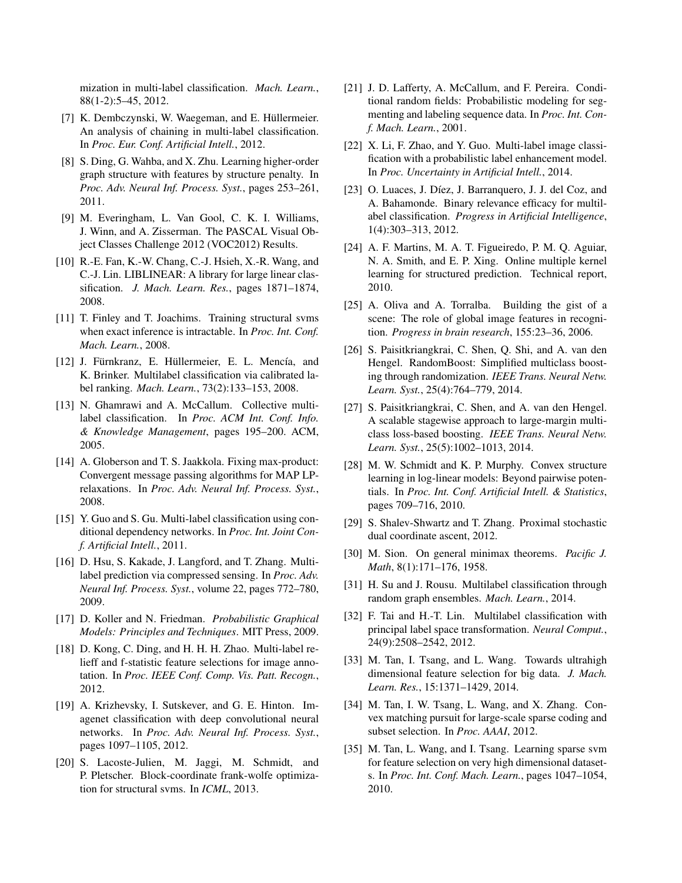mization in multi-label classification. *Mach. Learn.*, 88(1-2):5–45, 2012.

[7] K. Dembczynski, W. Waegeman, and E. Hüllermeier. An analysis of chaining in multi-label classification. In *Proc. Eur. Conf. Artificial Intell.*, 2012.

[8] S. Ding, G. Wahba, and X. Zhu. Learning higher-order graph structure with features by structure penalty. In *Proc. Adv. Neural Inf. Process. Syst.*, pages 253–261, 2011.

[9] M. Everingham, L. Van Gool, C. K. I. Williams, J. Winn, and A. Zisserman. The PASCAL Visual Object Classes Challenge 2012 (VOC2012) Results.

[10] R.-E. Fan, K.-W. Chang, C.-J. Hsieh, X.-R. Wang, and C.-J. Lin. LIBLINEAR: A library for large linear classification. *J. Mach. Learn. Res.*, pages 1871–1874, 2008.

[11] T. Finley and T. Joachims. Training structural svms when exact inference is intractable. In *Proc. Int. Conf. Mach. Learn.*, 2008.

[12] J. Fürnkranz, E. Hüllermeier, E. L. Mencía, and K. Brinker. Multilabel classification via calibrated label ranking. *Mach. Learn.*, 73(2):133–153, 2008.

[13] N. Ghamrawi and A. McCallum. Collective multi-label classification. In *Proc. ACM Int. Conf. Info. & Knowledge Management*, pages 195–200. ACM, 2005.

[14] A. Globerson and T. S. Jaakkola. Fixing max-product: Convergent message passing algorithms for MAP LP-relaxations. In *Proc. Adv. Neural Inf. Process. Syst.*, 2008.

[15] Y. Guo and S. Gu. Multi-label classification using conditional dependency networks. In *Proc. Int. Joint Conf. Artificial Intell.*, 2011.

[16] D. Hsu, S. Kakade, J. Langford, and T. Zhang. Multi-label prediction via compressed sensing. In *Proc. Adv. Neural Inf. Process. Syst.*, volume 22, pages 772–780, 2009.

[17] D. Koller and N. Friedman. *Probabilistic Graphical Models: Principles and Techniques*. MIT Press, 2009.

[18] D. Kong, C. Ding, and H. H. H. Zhao. Multi-label relieff and f-statistic feature selections for image annotation. In *Proc. IEEE Conf. Comp. Vis. Patt. Recogn.*, 2012.

[19] A. Krizhevsky, I. Sutskever, and G. E. Hinton. Imagenet classification with deep convolutional neural networks. In *Proc. Adv. Neural Inf. Process. Syst.*, pages 1097–1105, 2012.

[20] S. Lacoste-Julien, M. Jaggi, M. Schmidt, and P. Pletscher. Block-coordinate frank-wolfe optimization for structural svms. In *ICML*, 2013.

[21] J. D. Lafferty, A. McCallum, and F. Pereira. Conditional random fields: Probabilistic modeling for segmenting and labeling sequence data. In *Proc. Int. Conf. Mach. Learn.*, 2001.

[22] X. Li, F. Zhao, and Y. Guo. Multi-label image classification with a probabilistic label enhancement model. In *Proc. Uncertainty in Artificial Intell.*, 2014.

[23] O. Luaces, J. Díez, J. Barranquero, J. J. del Coz, and A. Bahamonde. Binary relevance efficacy for multilabel classification. *Progress in Artificial Intelligence*, 1(4):303–313, 2012.

[24] A. F. Martins, M. A. T. Figueiredo, P. M. Q. Aguiar, N. A. Smith, and E. P. Xing. Online multiple kernel learning for structured prediction. Technical report, 2010.

[25] A. Oliva and A. Torralba. Building the gist of a scene: The role of global image features in recognition. *Progress in brain research*, 155:23–36, 2006.

[26] S. Paisitkriangkrai, C. Shen, Q. Shi, and A. van den Hengel. RandomBoost: Simplified multiclass boosting through randomization. *IEEE Trans. Neural Netw. Learn. Syst.*, 25(4):764–779, 2014.

[27] S. Paisitkriangkrai, C. Shen, and A. van den Hengel. A scalable stagewise approach to large-margin multiclass loss-based boosting. *IEEE Trans. Neural Netw. Learn. Syst.*, 25(5):1002–1013, 2014.

[28] M. W. Schmidt and K. P. Murphy. Convex structure learning in log-linear models: Beyond pairwise potentials. In *Proc. Int. Conf. Artificial Intell. & Statistics*, pages 709–716, 2010.

[29] S. Shalev-Shwartz and T. Zhang. Proximal stochastic dual coordinate ascent, 2012.

[30] M. Sion. On general minimax theorems. *Pacific J. Math*, 8(1):171–176, 1958.

[31] H. Su and J. Rousu. Multilabel classification through random graph ensembles. *Mach. Learn.*, 2014.

[32] F. Tai and H.-T. Lin. Multilabel classification with principal label space transformation. *Neural Comput.*, 24(9):2508–2542, 2012.

[33] M. Tan, I. Tsang, and L. Wang. Towards ultrahigh dimensional feature selection for big data. *J. Mach. Learn. Res.*, 15:1371–1429, 2014.

[34] M. Tan, I. W. Tsang, L. Wang, and X. Zhang. Convex matching pursuit for large-scale sparse coding and subset selection. In *Proc. AAAI*, 2012.

[35] M. Tan, L. Wang, and I. Tsang. Learning sparse svm for feature selection on very high dimensional datasets. In *Proc. Int. Conf. Mach. Learn.*, pages 1047–1054, 2010.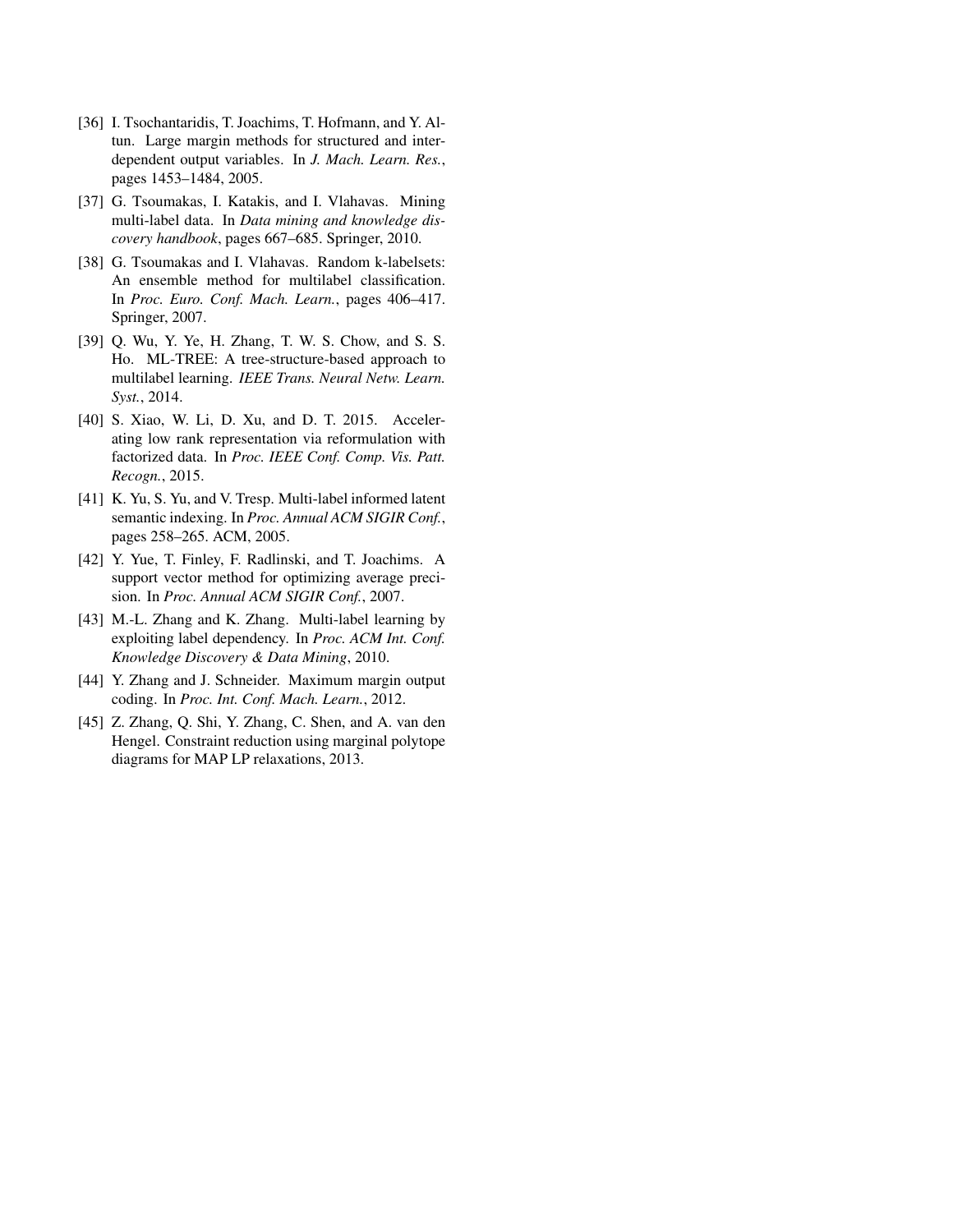[36] I. Tsochantaridis, T. Joachims, T. Hofmann, and Y. Altun. Large margin methods for structured and interdependent output variables. In *J. Mach. Learn. Res.*, pages 1453–1484, 2005.

[37] G. Tsoumakas, I. Katakis, and I. Vlahavas. Mining multi-label data. In *Data mining and knowledge discovery handbook*, pages 667–685. Springer, 2010.

[38] G. Tsoumakas and I. Vlahavas. Random k-labelsets: An ensemble method for multilabel classification. In *Proc. Euro. Conf. Mach. Learn.*, pages 406–417. Springer, 2007.

[39] Q. Wu, Y. Ye, H. Zhang, T. W. S. Chow, and S. S. Ho. ML-TREE: A tree-structure-based approach to multilabel learning. *IEEE Trans. Neural Netw. Learn. Syst.*, 2014.

[40] S. Xiao, W. Li, D. Xu, and D. T. 2015. Accelerating low rank representation via reformulation with factorized data. In *Proc. IEEE Conf. Comp. Vis. Patt. Recogn.*, 2015.

[41] K. Yu, S. Yu, and V. Tresp. Multi-label informed latent semantic indexing. In *Proc. Annual ACM SIGIR Conf.*, pages 258–265. ACM, 2005.

[42] Y. Yue, T. Finley, F. Radlinski, and T. Joachims. A support vector method for optimizing average precision. In *Proc. Annual ACM SIGIR Conf.*, 2007.

[43] M.-L. Zhang and K. Zhang. Multi-label learning by exploiting label dependency. In *Proc. ACM Int. Conf. Knowledge Discovery & Data Mining*, 2010.

[44] Y. Zhang and J. Schneider. Maximum margin output coding. In *Proc. Int. Conf. Mach. Learn.*, 2012.

[45] Z. Zhang, Q. Shi, Y. Zhang, C. Shen, and A. van den Hengel. Constraint reduction using marginal polytope diagrams for MAP LP relaxations, 2013.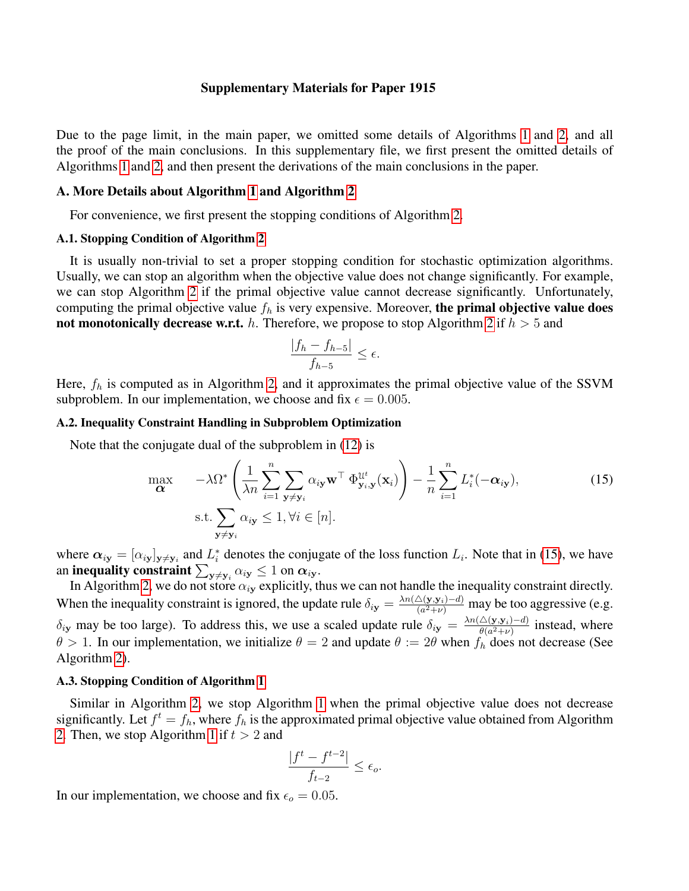**Supplementary Materials for Paper 1915**

Due to the page limit, in the main paper, we omitted some details of Algorithms 1 and 2, and all the proof of the main conclusions. In this supplementary file, we first present the omitted details of Algorithms 1 and 2, and then present the derivations of the main conclusions in the paper.

### A. More Details about Algorithm 1 and Algorithm 2

For convenience, we first present the stopping conditions of Algorithm 2.

#### A.1. Stopping Condition of Algorithm 2

It is usually non-trivial to set a proper stopping condition for stochastic optimization algorithms. Usually, we can stop an algorithm when the objective value does not change significantly. For example, we can stop Algorithm 2 if the primal objective value cannot decrease significantly. Unfortunately, computing the primal objective value $f_h$ is very expensive. Moreover, **the primal objective value does not monotonically decrease w.r.t.** $h$. Therefore, we propose to stop Algorithm 2 if $h > 5$ and

$$\frac{|f_h - f_{h-5}|}{f_{h-5}} \leq \epsilon.$$

Here, $f_h$ is computed as in Algorithm 2, and it approximates the primal objective value of the SSVM subproblem. In our implementation, we choose and fix $\epsilon = 0.005$.

#### A.2. Inequality Constraint Handling in Subproblem Optimization

Note that the conjugate dual of the subproblem in (12) is

$$\begin{aligned}
\max_{\boldsymbol{\alpha}} \quad & -\lambda\Omega^*\left(\frac{1}{\lambda n}\sum_{i=1}^{n}\sum_{\mathbf{y}\neq\mathbf{y}_i}\alpha_{i\mathbf{y}}\mathbf{w}^\top\,\Phi^{\mathcal{U}^t}_{\mathbf{y}_i,\mathbf{y}}(\mathbf{x}_i)\right) - \frac{1}{n}\sum_{i=1}^{n}L_i^*(-\boldsymbol{\alpha}_{i\mathbf{y}}), \\
\text{s.t.} \quad & \sum_{\mathbf{y}\neq\mathbf{y}_i}\alpha_{i\mathbf{y}} \leq 1, \forall i \in [n].
\end{aligned} \tag{15}$$

where $\boldsymbol{\alpha}_{i\mathbf{y}} = [\alpha_{i\mathbf{y}}]_{\mathbf{y}\neq\mathbf{y}_i}$ and $L_i^*$ denotes the conjugate of the loss function $L_i$. Note that in (15), we have an **inequality constraint** $\sum_{\mathbf{y}\neq\mathbf{y}_i}\alpha_{i\mathbf{y}} \leq 1$ on $\boldsymbol{\alpha}_{i\mathbf{y}}$.

In Algorithm 2, we do not store $\alpha_{i\mathbf{y}}$ explicitly, thus we can not handle the inequality constraint directly. When the inequality constraint is ignored, the update rule $\delta_{i\mathbf{y}} = \frac{\lambda n(\triangle(\mathbf{y},\mathbf{y}_i)-d)}{(a^2+\nu)}$ may be too aggressive (e.g. $\delta_{i\mathbf{y}}$ may be too large). To address this, we use a scaled update rule $\delta_{i\mathbf{y}} = \frac{\lambda n(\triangle(\mathbf{y},\mathbf{y}_i)-d)}{\theta(a^2+\nu)}$ instead, where $\theta > 1$. In our implementation, we initialize $\theta = 2$ and update $\theta := 2\theta$ when $f_h$ does not decrease (See Algorithm 2).

#### A.3. Stopping Condition of Algorithm 1

Similar in Algorithm 2, we stop Algorithm 1 when the primal objective value does not decrease significantly. Let $f^t = f_h$, where $f_h$ is the approximated primal objective value obtained from Algorithm 2. Then, we stop Algorithm 1 if $t > 2$ and

$$\frac{|f^t - f^{t-2}|}{f_{t-2}} \leq \epsilon_o.$$

In our implementation, we choose and fix $\epsilon_o = 0.05$.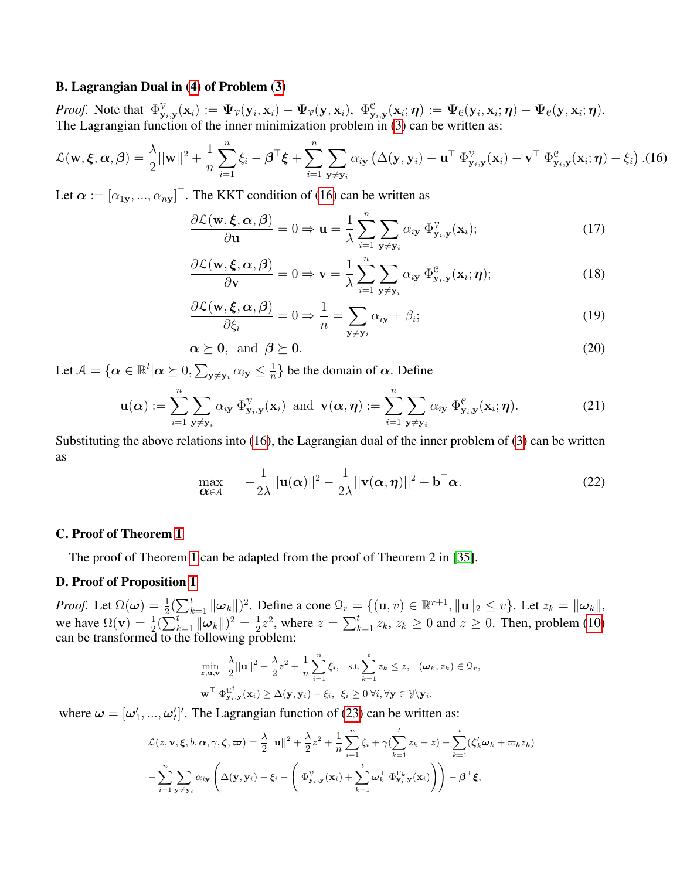### B. Lagrangian Dual in (4) of Problem (3)

*Proof.* Note that $\Phi^{\mathcal{V}}_{\mathbf{y}_i,\mathbf{y}}(\mathbf{x}_i) := \boldsymbol{\Psi}_{\mathcal{V}}(\mathbf{y}_i, \mathbf{x}_i) - \boldsymbol{\Psi}_{\mathcal{V}}(\mathbf{y}, \mathbf{x}_i)$, $\Phi^{\mathcal{E}}_{\mathbf{y}_i,\mathbf{y}}(\mathbf{x}_i; \boldsymbol{\eta}) := \boldsymbol{\Psi}_{\mathcal{E}}(\mathbf{y}_i, \mathbf{x}_i; \boldsymbol{\eta}) - \boldsymbol{\Psi}_{\mathcal{E}}(\mathbf{y}, \mathbf{x}_i; \boldsymbol{\eta})$. The Lagrangian function of the inner minimization problem in (3) can be written as:

$$\mathcal{L}(\mathbf{w}, \boldsymbol{\xi}, \boldsymbol{\alpha}, \boldsymbol{\beta}) = \frac{\lambda}{2}||\mathbf{w}||^2 + \frac{1}{n}\sum_{i=1}^{n}\xi_i - \boldsymbol{\beta}^\top\boldsymbol{\xi} + \sum_{i=1}^{n}\sum_{\mathbf{y}\neq\mathbf{y}_i}\alpha_{i\mathbf{y}}\left(\Delta(\mathbf{y}, \mathbf{y}_i) - \mathbf{u}^\top\,\Phi^{\mathcal{V}}_{\mathbf{y}_i,\mathbf{y}}(\mathbf{x}_i) - \mathbf{v}^\top\,\Phi^{\mathcal{E}}_{\mathbf{y}_i,\mathbf{y}}(\mathbf{x}_i; \boldsymbol{\eta}) - \xi_i\right). \tag{16}$$

Let $\boldsymbol{\alpha} := [\alpha_{1\mathbf{y}}, ..., \alpha_{n\mathbf{y}}]^\top$. The KKT condition of (16) can be written as

$$\frac{\partial\mathcal{L}(\mathbf{w}, \boldsymbol{\xi}, \boldsymbol{\alpha}, \boldsymbol{\beta})}{\partial\mathbf{u}} = 0 \Rightarrow \mathbf{u} = \frac{1}{\lambda}\sum_{i=1}^{n}\sum_{\mathbf{y}\neq\mathbf{y}_i}\alpha_{i\mathbf{y}}\,\Phi^{\mathcal{V}}_{\mathbf{y}_i,\mathbf{y}}(\mathbf{x}_i); \tag{17}$$

$$\frac{\partial\mathcal{L}(\mathbf{w}, \boldsymbol{\xi}, \boldsymbol{\alpha}, \boldsymbol{\beta})}{\partial\mathbf{v}} = 0 \Rightarrow \mathbf{v} = \frac{1}{\lambda}\sum_{i=1}^{n}\sum_{\mathbf{y}\neq\mathbf{y}_i}\alpha_{i\mathbf{y}}\,\Phi^{\mathcal{E}}_{\mathbf{y}_i,\mathbf{y}}(\mathbf{x}_i; \boldsymbol{\eta}); \tag{18}$$

$$\frac{\partial\mathcal{L}(\mathbf{w}, \boldsymbol{\xi}, \boldsymbol{\alpha}, \boldsymbol{\beta})}{\partial\xi_i} = 0 \Rightarrow \frac{1}{n} = \sum_{\mathbf{y}\neq\mathbf{y}_i}\alpha_{i\mathbf{y}} + \beta_i; \tag{19}$$

$$\boldsymbol{\alpha} \succeq \mathbf{0}, \ \text{ and } \ \boldsymbol{\beta} \succeq \mathbf{0}. \tag{20}$$

Let $\mathcal{A} = \{\boldsymbol{\alpha} \in \mathbb{R}^l | \boldsymbol{\alpha} \succeq 0, \sum_{\mathbf{y}\neq\mathbf{y}_i}\alpha_{i\mathbf{y}} \leq \frac{1}{n}\}$ be the domain of $\boldsymbol{\alpha}$. Define

$$\mathbf{u}(\boldsymbol{\alpha}) := \sum_{i=1}^{n}\sum_{\mathbf{y}\neq\mathbf{y}_i}\alpha_{i\mathbf{y}}\,\Phi^{\mathcal{V}}_{\mathbf{y}_i,\mathbf{y}}(\mathbf{x}_i) \ \text{ and } \ \mathbf{v}(\boldsymbol{\alpha}, \boldsymbol{\eta}) := \sum_{i=1}^{n}\sum_{\mathbf{y}\neq\mathbf{y}_i}\alpha_{i\mathbf{y}}\,\Phi^{\mathcal{E}}_{\mathbf{y}_i,\mathbf{y}}(\mathbf{x}_i; \boldsymbol{\eta}). \tag{21}$$

Substituting the above relations into (16), the Lagrangian dual of the inner problem of (3) can be written as

$$\max_{\boldsymbol{\alpha}\in\mathcal{A}} \quad -\frac{1}{2\lambda}||\mathbf{u}(\boldsymbol{\alpha})||^2 - \frac{1}{2\lambda}||\mathbf{v}(\boldsymbol{\alpha}, \boldsymbol{\eta})||^2 + \mathbf{b}^\top\boldsymbol{\alpha}. \tag{22}$$

□

### C. Proof of Theorem 1

The proof of Theorem 1 can be adapted from the proof of Theorem 2 in [35].

### D. Proof of Proposition 1

*Proof.* Let $\Omega(\boldsymbol{\omega}) = \frac{1}{2}(\sum_{k=1}^{t}\|\boldsymbol{\omega}_k\|)^2$. Define a cone $\mathcal{Q}_r = \{(\mathbf{u}, v) \in \mathbb{R}^{r+1}, \|\mathbf{u}\|_2 \leq v\}$. Let $z_k = \|\boldsymbol{\omega}_k\|$, we have $\Omega(\mathbf{v}) = \frac{1}{2}(\sum_{k=1}^{t}\|\boldsymbol{\omega}_k\|)^2 = \frac{1}{2}z^2$, where $z = \sum_{k=1}^{t}z_k$, $z_k \geq 0$ and $z \geq 0$. Then, problem (10) can be transformed to the following problem:

$$\min_{z,\mathbf{u},\mathbf{v}} \ \frac{\lambda}{2}||\mathbf{u}||^2 + \frac{\lambda}{2}z^2 + \frac{1}{n}\sum_{i=1}^{n}\xi_i, \quad \text{s.t.} \sum_{k=1}^{t}z_k \leq z, \quad (\boldsymbol{\omega}_k, z_k) \in \mathcal{Q}_r,$$
$$\mathbf{w}^\top\,\Phi^{\mathcal{U}^t}_{\mathbf{y}_i,\mathbf{y}}(\mathbf{x}_i) \geq \Delta(\mathbf{y}, \mathbf{y}_i) - \xi_i, \ \ \xi_i \geq 0\,\forall i, \forall\mathbf{y} \in \mathcal{Y}\backslash\mathbf{y}_i.$$

where $\boldsymbol{\omega} = [\boldsymbol{\omega}_1', ..., \boldsymbol{\omega}_t']'$. The Lagrangian function of (23) can be written as:

$$\mathcal{L}(z, \mathbf{v}, \boldsymbol{\xi}, b, \boldsymbol{\alpha}, \gamma, \boldsymbol{\zeta}, \boldsymbol{\varpi}) = \frac{\lambda}{2}||\mathbf{u}||^2 + \frac{\lambda}{2}z^2 + \frac{1}{n}\sum_{i=1}^{n}\xi_i + \gamma(\sum_{k=1}^{t}z_k - z) - \sum_{k=1}^{t}(\boldsymbol{\zeta}_k'\boldsymbol{\omega}_k + \varpi_k z_k)$$
$$-\sum_{i=1}^{n}\sum_{\mathbf{y}\neq\mathbf{y}_i}\alpha_{i\mathbf{y}}\left(\Delta(\mathbf{y}, \mathbf{y}_i) - \xi_i - \left(\Phi^{\mathcal{V}}_{\mathbf{y}_i,\mathbf{y}}(\mathbf{x}_i) + \sum_{k=1}^{t}\boldsymbol{\omega}_k^\top\,\Phi^{\Gamma_k}_{\mathbf{y}_i,\mathbf{y}}(\mathbf{x}_i)\right)\right) - \boldsymbol{\beta}^\top\boldsymbol{\xi},$$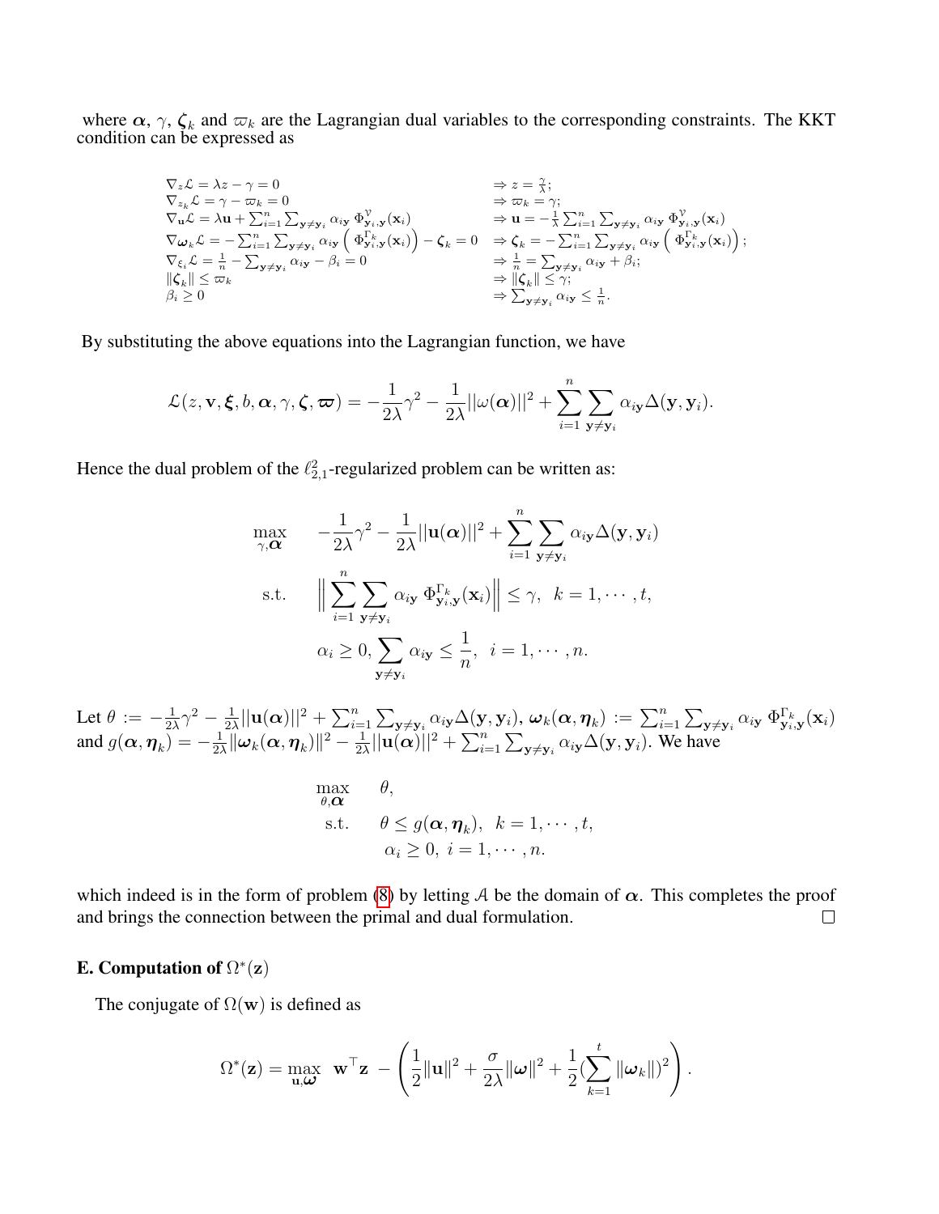where $\boldsymbol{\alpha}$, $\gamma$, $\boldsymbol{\zeta}_k$ and $\varpi_k$ are the Lagrangian dual variables to the corresponding constraints. The KKT condition can be expressed as

$$
\begin{array}{ll}
\nabla_z \mathcal{L} = \lambda z - \gamma = 0 & \Rightarrow z = \frac{\gamma}{\lambda}; \\
\nabla_{z_k} \mathcal{L} = \gamma - \varpi_k = 0 & \Rightarrow \varpi_k = \gamma; \\
\nabla_{\mathbf{u}} \mathcal{L} = \lambda \mathbf{u} + \sum_{i=1}^n \sum_{\mathbf{y} \neq \mathbf{y}_i} \alpha_{i\mathbf{y}} \, \Phi^{\mathcal{V}}_{\mathbf{y}_i, \mathbf{y}}(\mathbf{x}_i) & \Rightarrow \mathbf{u} = -\frac{1}{\lambda} \sum_{i=1}^n \sum_{\mathbf{y} \neq \mathbf{y}_i} \alpha_{i\mathbf{y}} \, \Phi^{\mathcal{V}}_{\mathbf{y}_i, \mathbf{y}}(\mathbf{x}_i) \\
\nabla_{\boldsymbol{\omega}_k} \mathcal{L} = -\sum_{i=1}^n \sum_{\mathbf{y} \neq \mathbf{y}_i} \alpha_{i\mathbf{y}} \left( \Phi^{\Gamma_k}_{\mathbf{y}_i, \mathbf{y}}(\mathbf{x}_i) \right) - \boldsymbol{\zeta}_k = 0 & \Rightarrow \boldsymbol{\zeta}_k = -\sum_{i=1}^n \sum_{\mathbf{y} \neq \mathbf{y}_i} \alpha_{i\mathbf{y}} \left( \Phi^{\Gamma_k}_{\mathbf{y}_i, \mathbf{y}}(\mathbf{x}_i) \right); \\
\nabla_{\xi_i} \mathcal{L} = \frac{1}{n} - \sum_{\mathbf{y} \neq \mathbf{y}_i} \alpha_{i\mathbf{y}} - \beta_i = 0 & \Rightarrow \frac{1}{n} = \sum_{\mathbf{y} \neq \mathbf{y}_i} \alpha_{i\mathbf{y}} + \beta_i; \\
\|\boldsymbol{\zeta}_k\| \leq \varpi_k & \Rightarrow \|\boldsymbol{\zeta}_k\| \leq \gamma; \\
\beta_i \geq 0 & \Rightarrow \sum_{\mathbf{y} \neq \mathbf{y}_i} \alpha_{i\mathbf{y}} \leq \frac{1}{n}.
\end{array}
$$

By substituting the above equations into the Lagrangian function, we have

$$
\mathcal{L}(z, \mathbf{v}, \boldsymbol{\xi}, b, \boldsymbol{\alpha}, \gamma, \boldsymbol{\zeta}, \boldsymbol{\varpi}) = -\frac{1}{2\lambda}\gamma^2 - \frac{1}{2\lambda}||\omega(\boldsymbol{\alpha})||^2 + \sum_{i=1}^n \sum_{\mathbf{y} \neq \mathbf{y}_i} \alpha_{i\mathbf{y}} \Delta(\mathbf{y}, \mathbf{y}_i).
$$

Hence the dual problem of the $\ell^2_{2,1}$-regularized problem can be written as:

$$
\begin{aligned}
\max_{\gamma, \boldsymbol{\alpha}} \quad & -\frac{1}{2\lambda}\gamma^2 - \frac{1}{2\lambda}||\mathbf{u}(\boldsymbol{\alpha})||^2 + \sum_{i=1}^n \sum_{\mathbf{y} \neq \mathbf{y}_i} \alpha_{i\mathbf{y}} \Delta(\mathbf{y}, \mathbf{y}_i) \\
\text{s.t.} \quad & \Big\| \sum_{i=1}^n \sum_{\mathbf{y} \neq \mathbf{y}_i} \alpha_{i\mathbf{y}} \, \Phi^{\Gamma_k}_{\mathbf{y}_i, \mathbf{y}}(\mathbf{x}_i) \Big\| \leq \gamma, \;\; k = 1, \cdots, t, \\
& \alpha_i \geq 0, \sum_{\mathbf{y} \neq \mathbf{y}_i} \alpha_{i\mathbf{y}} \leq \frac{1}{n}, \;\; i = 1, \cdots, n.
\end{aligned}
$$

Let $\theta := -\frac{1}{2\lambda}\gamma^2 - \frac{1}{2\lambda}||\mathbf{u}(\boldsymbol{\alpha})||^2 + \sum_{i=1}^n \sum_{\mathbf{y} \neq \mathbf{y}_i} \alpha_{i\mathbf{y}} \Delta(\mathbf{y}, \mathbf{y}_i)$, $\boldsymbol{\omega}_k(\boldsymbol{\alpha}, \boldsymbol{\eta}_k) := \sum_{i=1}^n \sum_{\mathbf{y} \neq \mathbf{y}_i} \alpha_{i\mathbf{y}} \, \Phi^{\Gamma_k}_{\mathbf{y}_i, \mathbf{y}}(\mathbf{x}_i)$ and $g(\boldsymbol{\alpha}, \boldsymbol{\eta}_k) = -\frac{1}{2\lambda}\|\boldsymbol{\omega}_k(\boldsymbol{\alpha}, \boldsymbol{\eta}_k)\|^2 - \frac{1}{2\lambda}||\mathbf{u}(\boldsymbol{\alpha})||^2 + \sum_{i=1}^n \sum_{\mathbf{y} \neq \mathbf{y}_i} \alpha_{i\mathbf{y}} \Delta(\mathbf{y}, \mathbf{y}_i)$. We have

$$
\begin{aligned}
\max_{\theta, \boldsymbol{\alpha}} \quad & \theta, \\
\text{s.t.} \quad & \theta \leq g(\boldsymbol{\alpha}, \boldsymbol{\eta}_k), \;\; k = 1, \cdots, t, \\
& \alpha_i \geq 0, \; i = 1, \cdots, n.
\end{aligned}
$$

which indeed is in the form of problem (8) by letting $\mathcal{A}$ be the domain of $\boldsymbol{\alpha}$. This completes the proof and brings the connection between the primal and dual formulation. □

## E. Computation of $\Omega^*(\mathbf{z})$

The conjugate of $\Omega(\mathbf{w})$ is defined as

$$
\Omega^*(\mathbf{z}) = \max_{\mathbf{u}, \boldsymbol{\omega}} \;\; \mathbf{w}^\top \mathbf{z} \; - \left( \frac{1}{2}\|\mathbf{u}\|^2 + \frac{\sigma}{2\lambda}\|\boldsymbol{\omega}\|^2 + \frac{1}{2}(\sum_{k=1}^t \|\boldsymbol{\omega}_k\|)^2 \right).
$$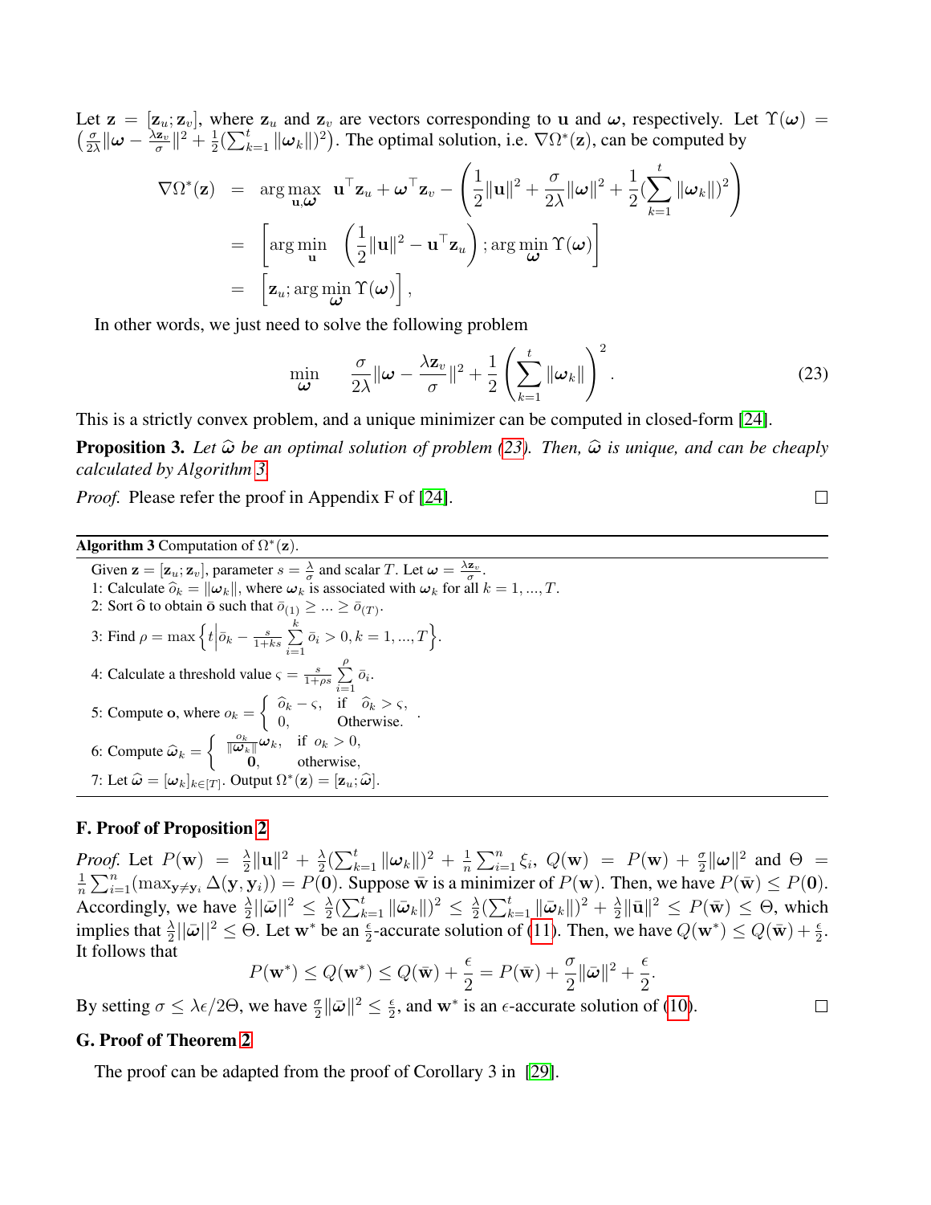Let $\mathbf{z} = [\mathbf{z}_u; \mathbf{z}_v]$, where $\mathbf{z}_u$ and $\mathbf{z}_v$ are vectors corresponding to $\mathbf{u}$ and $\boldsymbol{\omega}$, respectively. Let $\Upsilon(\boldsymbol{\omega}) = \left(\frac{\sigma}{2\lambda}\|\boldsymbol{\omega} - \frac{\lambda \mathbf{z}_v}{\sigma}\|^2 + \frac{1}{2}(\sum_{k=1}^t \|\boldsymbol{\omega}_k\|)^2\right)$. The optimal solution, i.e. $\nabla\Omega^*(\mathbf{z})$, can be computed by

$$
\begin{aligned}
\nabla\Omega^*(\mathbf{z}) &= \arg\max_{\mathbf{u},\boldsymbol{\omega}} \; \mathbf{u}^\top \mathbf{z}_u + \boldsymbol{\omega}^\top \mathbf{z}_v - \left(\frac{1}{2}\|\mathbf{u}\|^2 + \frac{\sigma}{2\lambda}\|\boldsymbol{\omega}\|^2 + \frac{1}{2}(\sum_{k=1}^t \|\boldsymbol{\omega}_k\|)^2\right) \\
&= \left[\arg\min_{\mathbf{u}} \; \left(\frac{1}{2}\|\mathbf{u}\|^2 - \mathbf{u}^\top \mathbf{z}_u\right); \arg\min_{\boldsymbol{\omega}} \Upsilon(\boldsymbol{\omega})\right] \\
&= \left[\mathbf{z}_u; \arg\min_{\boldsymbol{\omega}} \Upsilon(\boldsymbol{\omega})\right],
\end{aligned}
$$

In other words, we just need to solve the following problem

$$
\min_{\boldsymbol{\omega}} \quad \frac{\sigma}{2\lambda}\|\boldsymbol{\omega} - \frac{\lambda \mathbf{z}_v}{\sigma}\|^2 + \frac{1}{2}\left(\sum_{k=1}^t \|\boldsymbol{\omega}_k\|\right)^2. \tag{23}
$$

This is a strictly convex problem, and a unique minimizer can be computed in closed-form [24].

**Proposition 3.** *Let $\widehat{\boldsymbol{\omega}}$ be an optimal solution of problem (23). Then, $\widehat{\boldsymbol{\omega}}$ is unique, and can be cheaply calculated by Algorithm 3.*

*Proof.* Please refer the proof in Appendix F of [24]. □

---

**Algorithm 3** Computation of $\Omega^*(\mathbf{z})$.

Given $\mathbf{z} = [\mathbf{z}_u; \mathbf{z}_v]$, parameter $s = \frac{\lambda}{\sigma}$ and scalar $T$. Let $\boldsymbol{\omega} = \frac{\lambda \mathbf{z}_v}{\sigma}$.

1: Calculate $\widehat{o}_k = \|\boldsymbol{\omega}_k\|$, where $\boldsymbol{\omega}_k$ is associated with $\boldsymbol{\omega}_k$ for all $k = 1, ..., T$.

2: Sort $\widehat{\mathbf{o}}$ to obtain $\bar{\mathbf{o}}$ such that $\bar{o}_{(1)} \geq ... \geq \bar{o}_{(T)}$.

3: Find $\rho = \max\left\{t \middle| \bar{o}_k - \frac{s}{1+ks}\sum_{i=1}^k \bar{o}_i > 0, k = 1, ..., T\right\}$.

4: Calculate a threshold value $\varsigma = \frac{s}{1+\rho s}\sum_{i=1}^{\rho} \bar{o}_i$.

5: Compute $\mathbf{o}$, where $o_k = \begin{cases} \widehat{o}_k - \varsigma, & \text{if} \;\; \widehat{o}_k > \varsigma, \\ 0, & \text{Otherwise.} \end{cases}$.

6: Compute $\widehat{\boldsymbol{\omega}}_k = \begin{cases} \frac{o_k}{\|\boldsymbol{\omega}_k\|}\boldsymbol{\omega}_k, & \text{if} \;\; o_k > 0, \\ \mathbf{0}, & \text{otherwise,} \end{cases}$

7: Let $\widehat{\boldsymbol{\omega}} = [\boldsymbol{\omega}_k]_{k \in [T]}$. Output $\Omega^*(\mathbf{z}) = [\mathbf{z}_u; \widehat{\boldsymbol{\omega}}]$.

---

## F. Proof of Proposition 2

*Proof.* Let $P(\mathbf{w}) = \frac{\lambda}{2}\|\mathbf{u}\|^2 + \frac{\lambda}{2}(\sum_{k=1}^t \|\boldsymbol{\omega}_k\|)^2 + \frac{1}{n}\sum_{i=1}^n \xi_i$, $Q(\mathbf{w}) = P(\mathbf{w}) + \frac{\sigma}{2}\|\boldsymbol{\omega}\|^2$ and $\Theta = \frac{1}{n}\sum_{i=1}^n(\max_{\mathbf{y} \neq \mathbf{y}_i} \Delta(\mathbf{y}, \mathbf{y}_i)) = P(\mathbf{0})$. Suppose $\bar{\mathbf{w}}$ is a minimizer of $P(\mathbf{w})$. Then, we have $P(\bar{\mathbf{w}}) \leq P(\mathbf{0})$. Accordingly, we have $\frac{\lambda}{2}\|\bar{\boldsymbol{\omega}}\|^2 \leq \frac{\lambda}{2}(\sum_{k=1}^t \|\bar{\boldsymbol{\omega}}_k\|)^2 \leq \frac{\lambda}{2}(\sum_{k=1}^t \|\bar{\boldsymbol{\omega}}_k\|)^2 + \frac{\lambda}{2}\|\bar{\mathbf{u}}\|^2 \leq P(\bar{\mathbf{w}}) \leq \Theta$, which implies that $\frac{\lambda}{2}\|\bar{\boldsymbol{\omega}}\|^2 \leq \Theta$. Let $\mathbf{w}^*$ be an $\frac{\epsilon}{2}$-accurate solution of (11). Then, we have $Q(\mathbf{w}^*) \leq Q(\bar{\mathbf{w}}) + \frac{\epsilon}{2}$. It follows that

$$
P(\mathbf{w}^*) \leq Q(\mathbf{w}^*) \leq Q(\bar{\mathbf{w}}) + \frac{\epsilon}{2} = P(\bar{\mathbf{w}}) + \frac{\sigma}{2}\|\bar{\boldsymbol{\omega}}\|^2 + \frac{\epsilon}{2}.
$$

By setting $\sigma \leq \lambda\epsilon/2\Theta$, we have $\frac{\sigma}{2}\|\bar{\boldsymbol{\omega}}\|^2 \leq \frac{\epsilon}{2}$, and $\mathbf{w}^*$ is an $\epsilon$-accurate solution of (10). □

## G. Proof of Theorem 2

The proof can be adapted from the proof of Corollary 3 in [29].